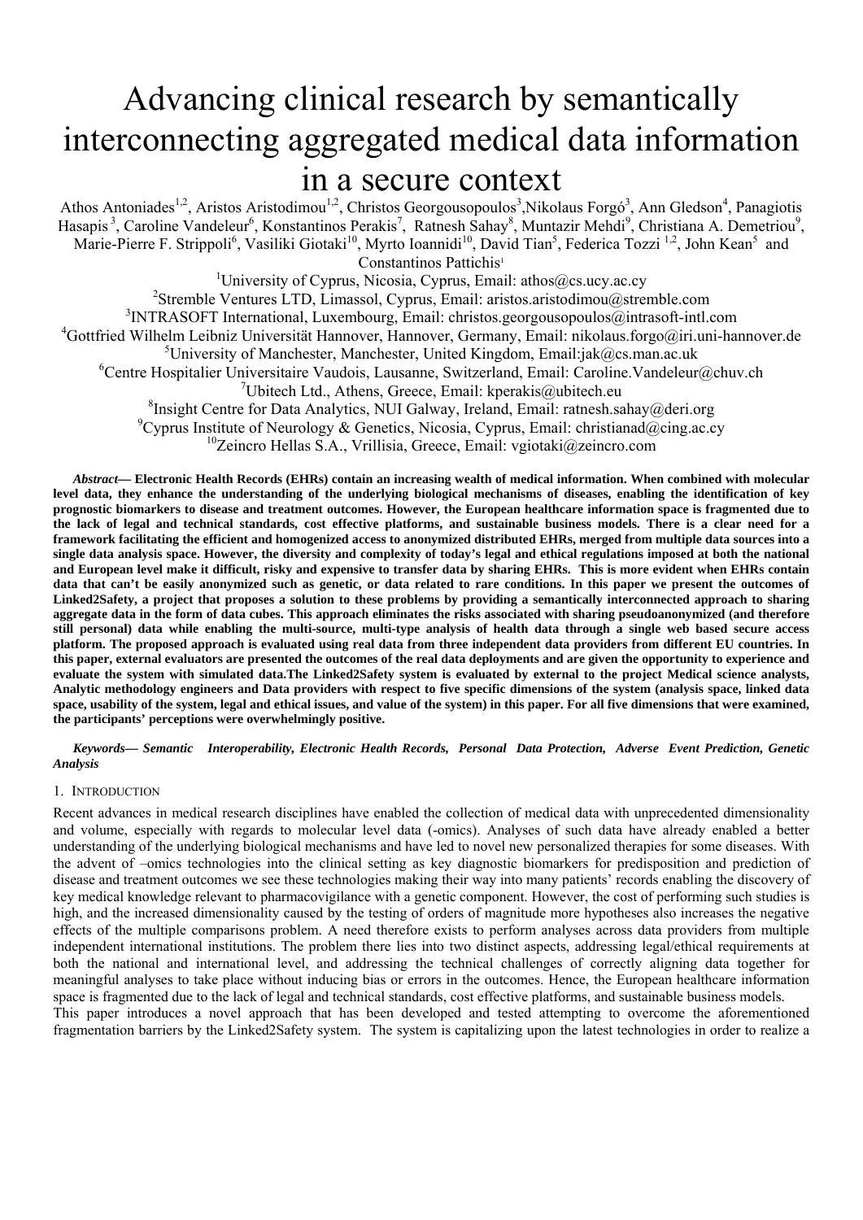# Advancing clinical research by semantically interconnecting aggregated medical data information in a secure context

Athos Antoniades[1,2], Aristos Aristodimou[1,2], Christos Georgousopoulos[3],Nikolaus Forgó[3], Ann Gledson[4], Panagiotis Hasapis [3], Caroline Vandeleur[6], Konstantinos Perakis[7], Ratnesh Sahay[8], Muntazir Mehdi[9], Christiana A. Demetriou[9], Marie-Pierre F. Strippoli[6], Vasiliki Giotaki[10], Myrto Ioannidi[10], David Tian[5], Federica Tozzi [1,2], John Kean[5] and Constantinos Pattichis[1]

[1]University of Cyprus, Nicosia, Cyprus, Email: athos@cs.ucy.ac.cy

[2]Stremble Ventures LTD, Limassol, Cyprus, Email: aristos.aristodimou@stremble.com

[3]INTRASOFT International, Luxembourg, Email: christos.georgousopoulos@intrasoft-intl.com

[4]Gottfried Wilhelm Leibniz Universität Hannover, Hannover, Germany, Email: nikolaus.forgo@iri.uni-hannover.de

[5]University of Manchester, Manchester, United Kingdom, Email:jak@cs.man.ac.uk

[6]Centre Hospitalier Universitaire Vaudois, Lausanne, Switzerland, Email: Caroline.Vandeleur@chuv.ch

[7]Ubitech Ltd., Athens, Greece, Email: kperakis@ubitech.eu

[8]Insight Centre for Data Analytics, NUI Galway, Ireland, Email: ratnesh.sahay@deri.org

[9]Cyprus Institute of Neurology & Genetics, Nicosia, Cyprus, Email: christianad@cing.ac.cy

[10]Zeincro Hellas S.A., Vrillisia, Greece, Email: vgiotaki@zeincro.com

***Abstract*— Electronic Health Records (EHRs) contain an increasing wealth of medical information. When combined with molecular level data, they enhance the understanding of the underlying biological mechanisms of diseases, enabling the identification of key prognostic biomarkers to disease and treatment outcomes. However, the European healthcare information space is fragmented due to the lack of legal and technical standards, cost effective platforms, and sustainable business models. There is a clear need for a framework facilitating the efficient and homogenized access to anonymized distributed EHRs, merged from multiple data sources into a single data analysis space. However, the diversity and complexity of today's legal and ethical regulations imposed at both the national and European level make it difficult, risky and expensive to transfer data by sharing EHRs. This is more evident when EHRs contain data that can't be easily anonymized such as genetic, or data related to rare conditions. In this paper we present the outcomes of Linked2Safety, a project that proposes a solution to these problems by providing a semantically interconnected approach to sharing aggregate data in the form of data cubes. This approach eliminates the risks associated with sharing pseudoanonymized (and therefore still personal) data while enabling the multi-source, multi-type analysis of health data through a single web based secure access platform. The proposed approach is evaluated using real data from three independent data providers from different EU countries. In this paper, external evaluators are presented the outcomes of the real data deployments and are given the opportunity to experience and evaluate the system with simulated data.The Linked2Safety system is evaluated by external to the project Medical science analysts, Analytic methodology engineers and Data providers with respect to five specific dimensions of the system (analysis space, linked data space, usability of the system, legal and ethical issues, and value of the system) in this paper. For all five dimensions that were examined, the participants' perceptions were overwhelmingly positive.**

***Keywords*— *Semantic Interoperability, Electronic Health Records, Personal Data Protection, Adverse Event Prediction, Genetic Analysis***

## 1. Introduction

Recent advances in medical research disciplines have enabled the collection of medical data with unprecedented dimensionality and volume, especially with regards to molecular level data (-omics). Analyses of such data have already enabled a better understanding of the underlying biological mechanisms and have led to novel new personalized therapies for some diseases. With the advent of –omics technologies into the clinical setting as key diagnostic biomarkers for predisposition and prediction of disease and treatment outcomes we see these technologies making their way into many patients' records enabling the discovery of key medical knowledge relevant to pharmacovigilance with a genetic component. However, the cost of performing such studies is high, and the increased dimensionality caused by the testing of orders of magnitude more hypotheses also increases the negative effects of the multiple comparisons problem. A need therefore exists to perform analyses across data providers from multiple independent international institutions. The problem there lies into two distinct aspects, addressing legal/ethical requirements at both the national and international level, and addressing the technical challenges of correctly aligning data together for meaningful analyses to take place without inducing bias or errors in the outcomes. Hence, the European healthcare information space is fragmented due to the lack of legal and technical standards, cost effective platforms, and sustainable business models.

This paper introduces a novel approach that has been developed and tested attempting to overcome the aforementioned fragmentation barriers by the Linked2Safety system. The system is capitalizing upon the latest technologies in order to realize a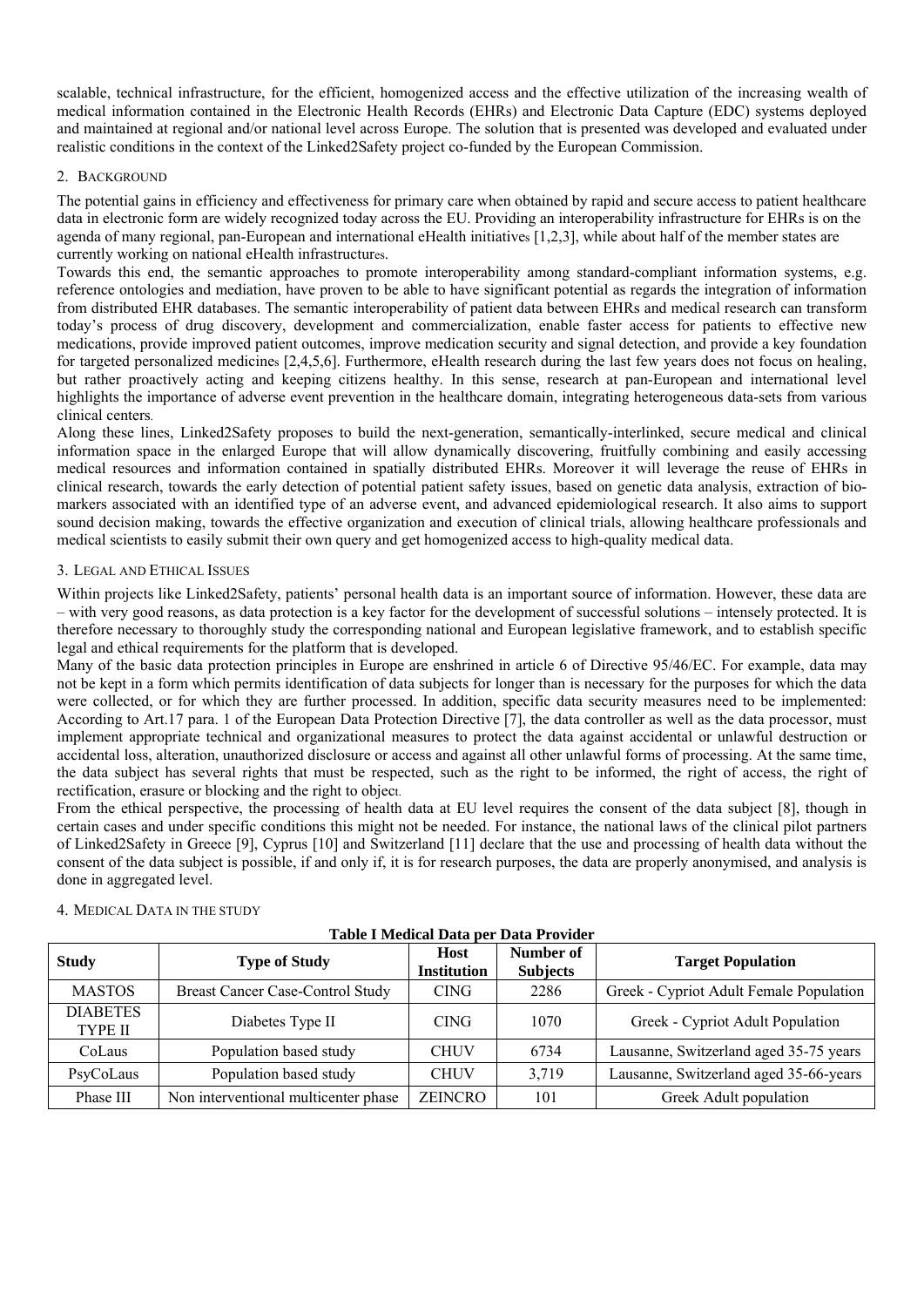scalable, technical infrastructure, for the efficient, homogenized access and the effective utilization of the increasing wealth of medical information contained in the Electronic Health Records (EHRs) and Electronic Data Capture (EDC) systems deployed and maintained at regional and/or national level across Europe. The solution that is presented was developed and evaluated under realistic conditions in the context of the Linked2Safety project co-funded by the European Commission.

## 2. Background

The potential gains in efficiency and effectiveness for primary care when obtained by rapid and secure access to patient healthcare data in electronic form are widely recognized today across the EU. Providing an interoperability infrastructure for EHRs is on the agenda of many regional, pan-European and international eHealth initiatives [1,2,3], while about half of the member states are currently working on national eHealth infrastructures.

Towards this end, the semantic approaches to promote interoperability among standard-compliant information systems, e.g. reference ontologies and mediation, have proven to be able to have significant potential as regards the integration of information from distributed EHR databases. The semantic interoperability of patient data between EHRs and medical research can transform today's process of drug discovery, development and commercialization, enable faster access for patients to effective new medications, provide improved patient outcomes, improve medication security and signal detection, and provide a key foundation for targeted personalized medicines [2,4,5,6]. Furthermore, eHealth research during the last few years does not focus on healing, but rather proactively acting and keeping citizens healthy. In this sense, research at pan-European and international level highlights the importance of adverse event prevention in the healthcare domain, integrating heterogeneous data-sets from various clinical centers.

Along these lines, Linked2Safety proposes to build the next-generation, semantically-interlinked, secure medical and clinical information space in the enlarged Europe that will allow dynamically discovering, fruitfully combining and easily accessing medical resources and information contained in spatially distributed EHRs. Moreover it will leverage the reuse of EHRs in clinical research, towards the early detection of potential patient safety issues, based on genetic data analysis, extraction of bio-markers associated with an identified type of an adverse event, and advanced epidemiological research. It also aims to support sound decision making, towards the effective organization and execution of clinical trials, allowing healthcare professionals and medical scientists to easily submit their own query and get homogenized access to high-quality medical data.

## 3. Legal and Ethical Issues

Within projects like Linked2Safety, patients' personal health data is an important source of information. However, these data are – with very good reasons, as data protection is a key factor for the development of successful solutions – intensely protected. It is therefore necessary to thoroughly study the corresponding national and European legislative framework, and to establish specific legal and ethical requirements for the platform that is developed.

Many of the basic data protection principles in Europe are enshrined in article 6 of Directive 95/46/EC. For example, data may not be kept in a form which permits identification of data subjects for longer than is necessary for the purposes for which the data were collected, or for which they are further processed. In addition, specific data security measures need to be implemented: According to Art.17 para. 1 of the European Data Protection Directive [7], the data controller as well as the data processor, must implement appropriate technical and organizational measures to protect the data against accidental or unlawful destruction or accidental loss, alteration, unauthorized disclosure or access and against all other unlawful forms of processing. At the same time, the data subject has several rights that must be respected, such as the right to be informed, the right of access, the right of rectification, erasure or blocking and the right to object.

From the ethical perspective, the processing of health data at EU level requires the consent of the data subject [8], though in certain cases and under specific conditions this might not be needed. For instance, the national laws of the clinical pilot partners of Linked2Safety in Greece [9], Cyprus [10] and Switzerland [11] declare that the use and processing of health data without the consent of the data subject is possible, if and only if, it is for research purposes, the data are properly anonymised, and analysis is done in aggregated level.

## 4. Medical Data in the Study

**Table I Medical Data per Data Provider**

| Study | Type of Study | Host Institution | Number of Subjects | Target Population |
|---|---|---|---|---|
| MASTOS | Breast Cancer Case-Control Study | CING | 2286 | Greek - Cypriot Adult Female Population |
| DIABETES TYPE II | Diabetes Type II | CING | 1070 | Greek - Cypriot Adult Population |
| CoLaus | Population based study | CHUV | 6734 | Lausanne, Switzerland aged 35-75 years |
| PsyCoLaus | Population based study | CHUV | 3,719 | Lausanne, Switzerland aged 35-66-years |
| Phase III | Non interventional multicenter phase | ZEINCRO | 101 | Greek Adult population |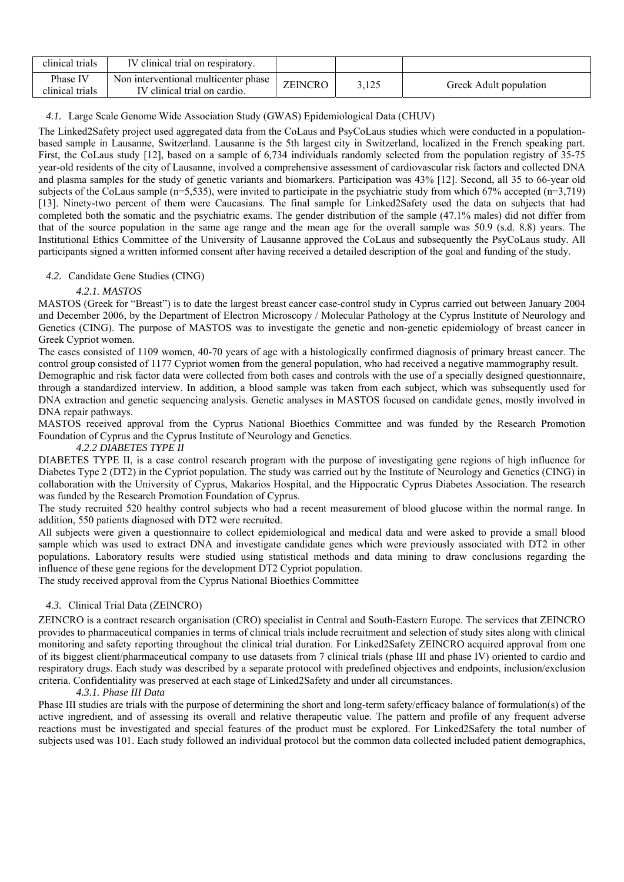| clinical trials | IV clinical trial on respiratory. | | | |
|---|---|---|---|---|
| Phase IV clinical trials | Non interventional multicenter phase IV clinical trial on cardio. | ZEINCRO | 3,125 | Greek Adult population |

## *4.1.* Large Scale Genome Wide Association Study (GWAS) Epidemiological Data (CHUV)

The Linked2Safety project used aggregated data from the CoLaus and PsyCoLaus studies which were conducted in a population-based sample in Lausanne, Switzerland. Lausanne is the 5th largest city in Switzerland, localized in the French speaking part. First, the CoLaus study [12], based on a sample of 6,734 individuals randomly selected from the population registry of 35-75 year-old residents of the city of Lausanne, involved a comprehensive assessment of cardiovascular risk factors and collected DNA and plasma samples for the study of genetic variants and biomarkers. Participation was 43% [12]. Second, all 35 to 66-year old subjects of the CoLaus sample (n=5,535), were invited to participate in the psychiatric study from which 67% accepted (n=3,719) [13]. Ninety-two percent of them were Caucasians. The final sample for Linked2Safety used the data on subjects that had completed both the somatic and the psychiatric exams. The gender distribution of the sample (47.1% males) did not differ from that of the source population in the same age range and the mean age for the overall sample was 50.9 (s.d. 8.8) years. The Institutional Ethics Committee of the University of Lausanne approved the CoLaus and subsequently the PsyCoLaus study. All participants signed a written informed consent after having received a detailed description of the goal and funding of the study.

## *4.2.* Candidate Gene Studies (CING)

### *4.2.1. MASTOS*

MASTOS (Greek for "Breast") is to date the largest breast cancer case-control study in Cyprus carried out between January 2004 and December 2006, by the Department of Electron Microscopy / Molecular Pathology at the Cyprus Institute of Neurology and Genetics (CING). The purpose of MASTOS was to investigate the genetic and non-genetic epidemiology of breast cancer in Greek Cypriot women.

The cases consisted of 1109 women, 40-70 years of age with a histologically confirmed diagnosis of primary breast cancer. The control group consisted of 1177 Cypriot women from the general population, who had received a negative mammography result.

Demographic and risk factor data were collected from both cases and controls with the use of a specially designed questionnaire, through a standardized interview. In addition, a blood sample was taken from each subject, which was subsequently used for DNA extraction and genetic sequencing analysis. Genetic analyses in MASTOS focused on candidate genes, mostly involved in DNA repair pathways.

MASTOS received approval from the Cyprus National Bioethics Committee and was funded by the Research Promotion Foundation of Cyprus and the Cyprus Institute of Neurology and Genetics.

### *4.2.2 DIABETES TYPE II*

DIABETES TYPE II, is a case control research program with the purpose of investigating gene regions of high influence for Diabetes Type 2 (DT2) in the Cypriot population. The study was carried out by the Institute of Neurology and Genetics (CING) in collaboration with the University of Cyprus, Makarios Hospital, and the Hippocratic Cyprus Diabetes Association. The research was funded by the Research Promotion Foundation of Cyprus.

The study recruited 520 healthy control subjects who had a recent measurement of blood glucose within the normal range. In addition, 550 patients diagnosed with DT2 were recruited.

All subjects were given a questionnaire to collect epidemiological and medical data and were asked to provide a small blood sample which was used to extract DNA and investigate candidate genes which were previously associated with DT2 in other populations. Laboratory results were studied using statistical methods and data mining to draw conclusions regarding the influence of these gene regions for the development DT2 Cypriot population.

The study received approval from the Cyprus National Bioethics Committee

## *4.3.* Clinical Trial Data (ZEINCRO)

ZEINCRO is a contract research organisation (CRO) specialist in Central and South-Eastern Europe. The services that ZEINCRO provides to pharmaceutical companies in terms of clinical trials include recruitment and selection of study sites along with clinical monitoring and safety reporting throughout the clinical trial duration. For Linked2Safety ZEINCRO acquired approval from one of its biggest client/pharmaceutical company to use datasets from 7 clinical trials (phase III and phase IV) oriented to cardio and respiratory drugs. Each study was described by a separate protocol with predefined objectives and endpoints, inclusion/exclusion criteria. Confidentiality was preserved at each stage of Linked2Safety and under all circumstances.

### *4.3.1. Phase III Data*

Phase III studies are trials with the purpose of determining the short and long-term safety/efficacy balance of formulation(s) of the active ingredient, and of assessing its overall and relative therapeutic value. The pattern and profile of any frequent adverse reactions must be investigated and special features of the product must be explored. For Linked2Safety the total number of subjects used was 101. Each study followed an individual protocol but the common data collected included patient demographics,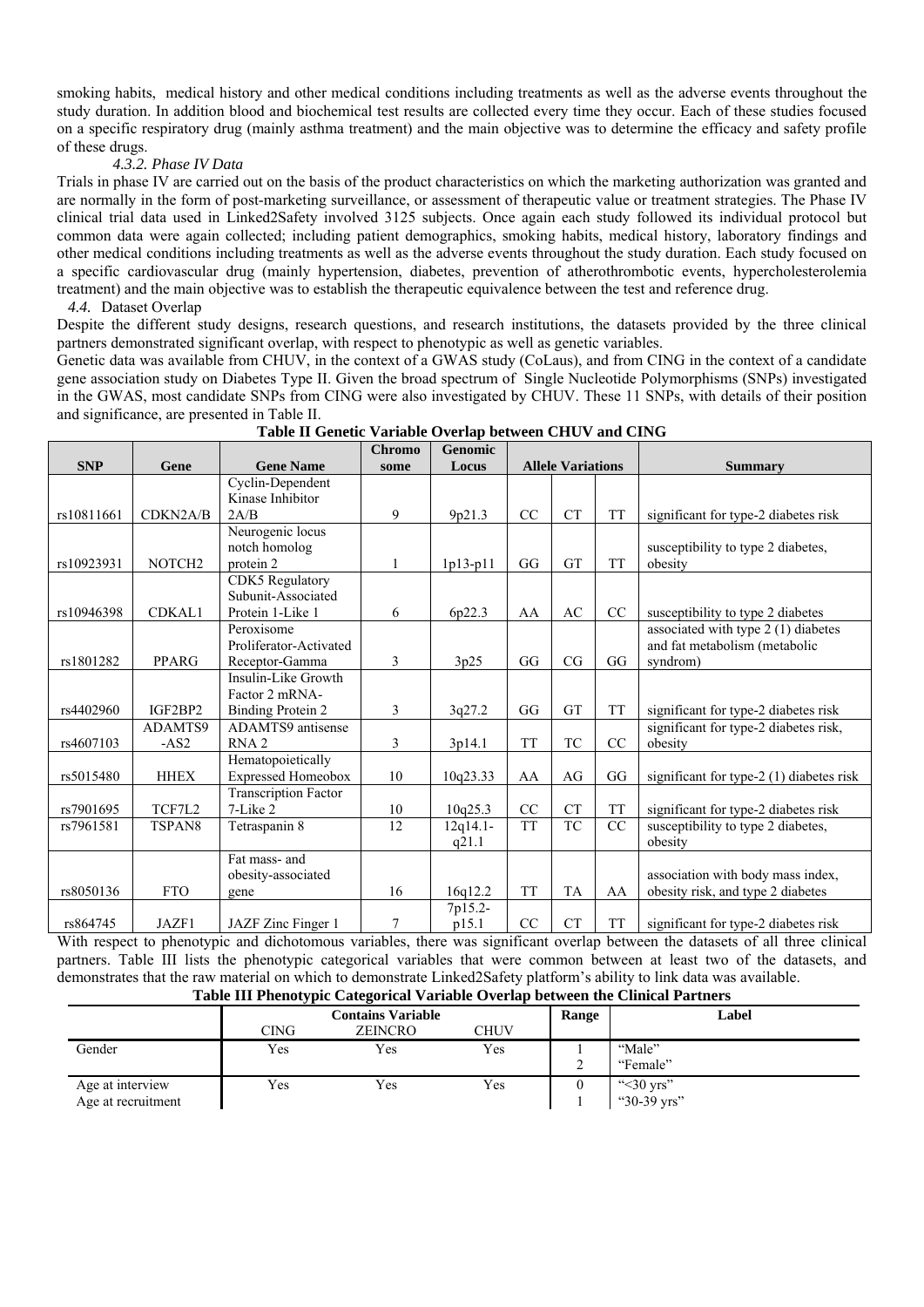smoking habits, medical history and other medical conditions including treatments as well as the adverse events throughout the study duration. In addition blood and biochemical test results are collected every time they occur. Each of these studies focused on a specific respiratory drug (mainly asthma treatment) and the main objective was to determine the efficacy and safety profile of these drugs.

#### *4.3.2. Phase IV Data*

Trials in phase IV are carried out on the basis of the product characteristics on which the marketing authorization was granted and are normally in the form of post-marketing surveillance, or assessment of therapeutic value or treatment strategies. The Phase IV clinical trial data used in Linked2Safety involved 3125 subjects. Once again each study followed its individual protocol but common data were again collected; including patient demographics, smoking habits, medical history, laboratory findings and other medical conditions including treatments as well as the adverse events throughout the study duration. Each study focused on a specific cardiovascular drug (mainly hypertension, diabetes, prevention of atherothrombotic events, hypercholesterolemia treatment) and the main objective was to establish the therapeutic equivalence between the test and reference drug.

### *4.4.* Dataset Overlap

Despite the different study designs, research questions, and research institutions, the datasets provided by the three clinical partners demonstrated significant overlap, with respect to phenotypic as well as genetic variables.

Genetic data was available from CHUV, in the context of a GWAS study (CoLaus), and from CING in the context of a candidate gene association study on Diabetes Type II. Given the broad spectrum of Single Nucleotide Polymorphisms (SNPs) investigated in the GWAS, most candidate SNPs from CING were also investigated by CHUV. These 11 SNPs, with details of their position and significance, are presented in Table II.

**Table II Genetic Variable Overlap between CHUV and CING**

| SNP | Gene | Gene Name | Chromosome | Genomic Locus | Allele Variations | | | Summary |
|---|---|---|---|---|---|---|---|---|
| rs10811661 | CDKN2A/B | Cyclin-Dependent Kinase Inhibitor 2A/B | 9 | 9p21.3 | CC | CT | TT | significant for type-2 diabetes risk |
| rs10923931 | NOTCH2 | Neurogenic locus notch homolog protein 2 | 1 | 1p13-p11 | GG | GT | TT | susceptibility to type 2 diabetes, obesity |
| rs10946398 | CDKAL1 | CDK5 Regulatory Subunit-Associated Protein 1-Like 1 | 6 | 6p22.3 | AA | AC | CC | susceptibility to type 2 diabetes |
| rs1801282 | PPARG | Peroxisome Proliferator-Activated Receptor-Gamma | 3 | 3p25 | GG | CG | GG | associated with type 2 (1) diabetes and fat metabolism (metabolic syndrom) |
| rs4402960 | IGF2BP2 | Insulin-Like Growth Factor 2 mRNA-Binding Protein 2 | 3 | 3q27.2 | GG | GT | TT | significant for type-2 diabetes risk |
| rs4607103 | ADAMTS9-AS2 | ADAMTS9 antisense RNA 2 | 3 | 3p14.1 | TT | TC | CC | significant for type-2 diabetes risk, obesity |
| rs5015480 | HHEX | Hematopoietically Expressed Homeobox | 10 | 10q23.33 | AA | AG | GG | significant for type-2 (1) diabetes risk |
| rs7901695 | TCF7L2 | Transcription Factor 7-Like 2 | 10 | 10q25.3 | CC | CT | TT | significant for type-2 diabetes risk |
| rs7961581 | TSPAN8 | Tetraspanin 8 | 12 | 12q14.1-q21.1 | TT | TC | CC | susceptibility to type 2 diabetes, obesity |
| rs8050136 | FTO | Fat mass- and obesity-associated gene | 16 | 16q12.2 | TT | TA | AA | association with body mass index, obesity risk, and type 2 diabetes |
| rs864745 | JAZF1 | JAZF Zinc Finger 1 | 7 | 7p15.2-p15.1 | CC | CT | TT | significant for type-2 diabetes risk |

With respect to phenotypic and dichotomous variables, there was significant overlap between the datasets of all three clinical partners. Table III lists the phenotypic categorical variables that were common between at least two of the datasets, and demonstrates that the raw material on which to demonstrate Linked2Safety platform's ability to link data was available.

**Table III Phenotypic Categorical Variable Overlap between the Clinical Partners**

| | Contains Variable | | | Range | Label |
|---|---|---|---|---|---|
| | CING | ZEINCRO | CHUV | | |
| Gender | Yes | Yes | Yes | 1<br>2 | "Male"<br>"Female" |
| Age at interview<br>Age at recruitment | Yes | Yes | Yes | 0<br>1 | "<30 yrs"<br>"30-39 yrs" |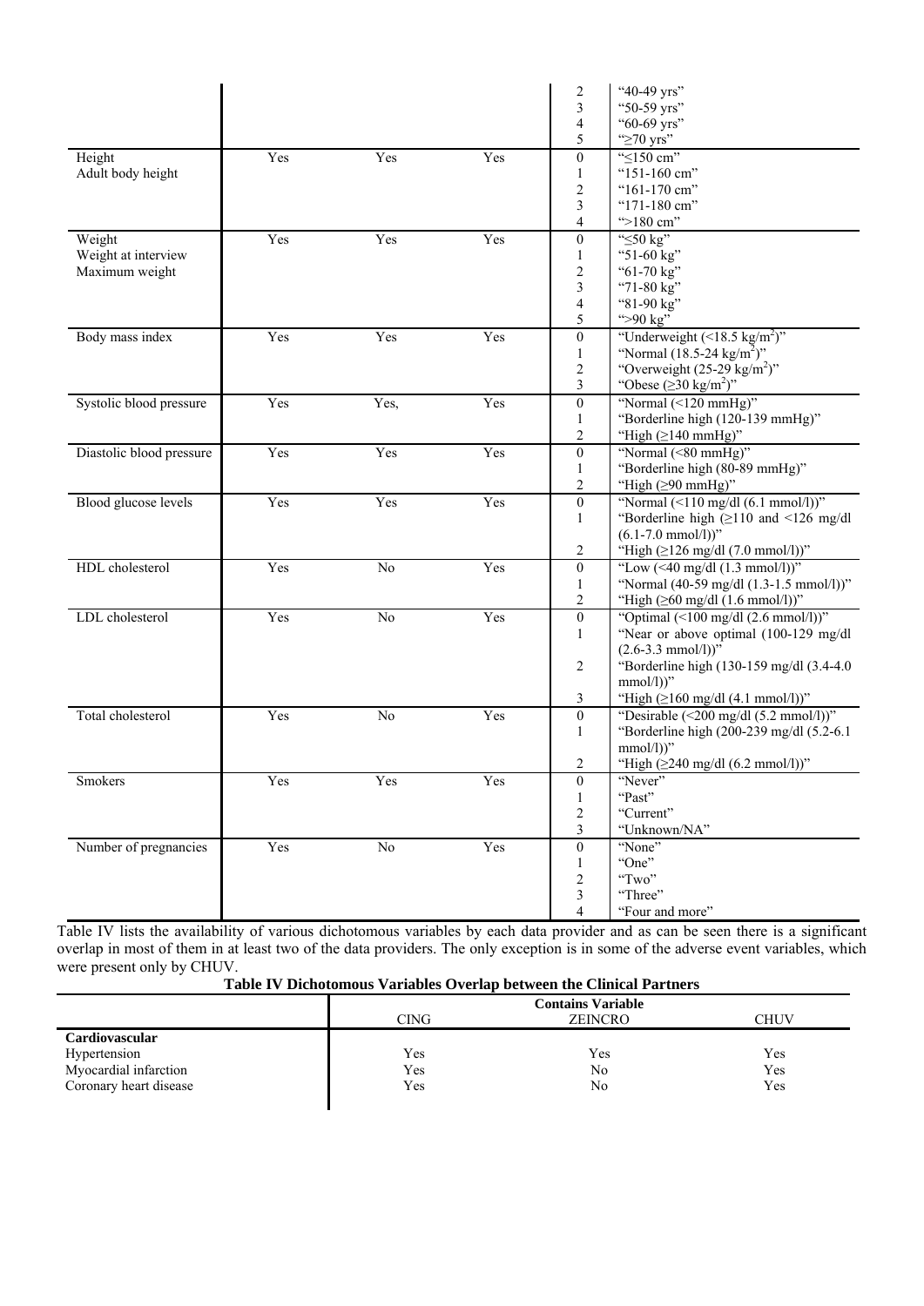|  |  |  |  | 2 | "40-49 yrs" |
|---|---|---|---|---|---|
|  |  |  |  | 3 | "50-59 yrs" |
|  |  |  |  | 4 | "60-69 yrs" |
|  |  |  |  | 5 | "≥70 yrs" |
| Height<br>Adult body height | Yes | Yes | Yes | 0 | "≤150 cm" |
|  |  |  |  | 1 | "151-160 cm" |
|  |  |  |  | 2 | "161-170 cm" |
|  |  |  |  | 3 | "171-180 cm" |
|  |  |  |  | 4 | ">180 cm" |
| Weight<br>Weight at interview<br>Maximum weight | Yes | Yes | Yes | 0 | "≤50 kg" |
|  |  |  |  | 1 | "51-60 kg" |
|  |  |  |  | 2 | "61-70 kg" |
|  |  |  |  | 3 | "71-80 kg" |
|  |  |  |  | 4 | "81-90 kg" |
|  |  |  |  | 5 | ">90 kg" |
| Body mass index | Yes | Yes | Yes | 0 | "Underweight (<18.5 kg/m$^2$)" |
|  |  |  |  | 1 | "Normal (18.5-24 kg/m$^2$)" |
|  |  |  |  | 2 | "Overweight (25-29 kg/m$^2$)" |
|  |  |  |  | 3 | "Obese (≥30 kg/m$^2$)" |
| Systolic blood pressure | Yes | Yes, | Yes | 0 | "Normal (<120 mmHg)" |
|  |  |  |  | 1 | "Borderline high (120-139 mmHg)" |
|  |  |  |  | 2 | "High (≥140 mmHg)" |
| Diastolic blood pressure | Yes | Yes | Yes | 0 | "Normal (<80 mmHg)" |
|  |  |  |  | 1 | "Borderline high (80-89 mmHg)" |
|  |  |  |  | 2 | "High (≥90 mmHg)" |
| Blood glucose levels | Yes | Yes | Yes | 0 | "Normal (<110 mg/dl (6.1 mmol/l))" |
|  |  |  |  | 1 | "Borderline high (≥110 and <126 mg/dl (6.1-7.0 mmol/l))" |
|  |  |  |  | 2 | "High (≥126 mg/dl (7.0 mmol/l))" |
| HDL cholesterol | Yes | No | Yes | 0 | "Low (<40 mg/dl (1.3 mmol/l))" |
|  |  |  |  | 1 | "Normal (40-59 mg/dl (1.3-1.5 mmol/l))" |
|  |  |  |  | 2 | "High (≥60 mg/dl (1.6 mmol/l))" |
| LDL cholesterol | Yes | No | Yes | 0 | "Optimal (<100 mg/dl (2.6 mmol/l))" |
|  |  |  |  | 1 | "Near or above optimal (100-129 mg/dl (2.6-3.3 mmol/l))" |
|  |  |  |  | 2 | "Borderline high (130-159 mg/dl (3.4-4.0 mmol/l))" |
|  |  |  |  | 3 | "High (≥160 mg/dl (4.1 mmol/l))" |
| Total cholesterol | Yes | No | Yes | 0 | "Desirable (<200 mg/dl (5.2 mmol/l))" |
|  |  |  |  | 1 | "Borderline high (200-239 mg/dl (5.2-6.1 mmol/l))" |
|  |  |  |  | 2 | "High (≥240 mg/dl (6.2 mmol/l))" |
| Smokers | Yes | Yes | Yes | 0 | "Never" |
|  |  |  |  | 1 | "Past" |
|  |  |  |  | 2 | "Current" |
|  |  |  |  | 3 | "Unknown/NA" |
| Number of pregnancies | Yes | No | Yes | 0 | "None" |
|  |  |  |  | 1 | "One" |
|  |  |  |  | 2 | "Two" |
|  |  |  |  | 3 | "Three" |
|  |  |  |  | 4 | "Four and more" |

Table IV lists the availability of various dichotomous variables by each data provider and as can be seen there is a significant overlap in most of them in at least two of the data providers. The only exception is in some of the adverse event variables, which were present only by CHUV.

**Table IV Dichotomous Variables Overlap between the Clinical Partners**

|  | Contains Variable |  |  |
|---|---|---|---|
|  | CING | ZEINCRO | CHUV |
| **Cardiovascular** |  |  |  |
| Hypertension | Yes | Yes | Yes |
| Myocardial infarction | Yes | No | Yes |
| Coronary heart disease | Yes | No | Yes |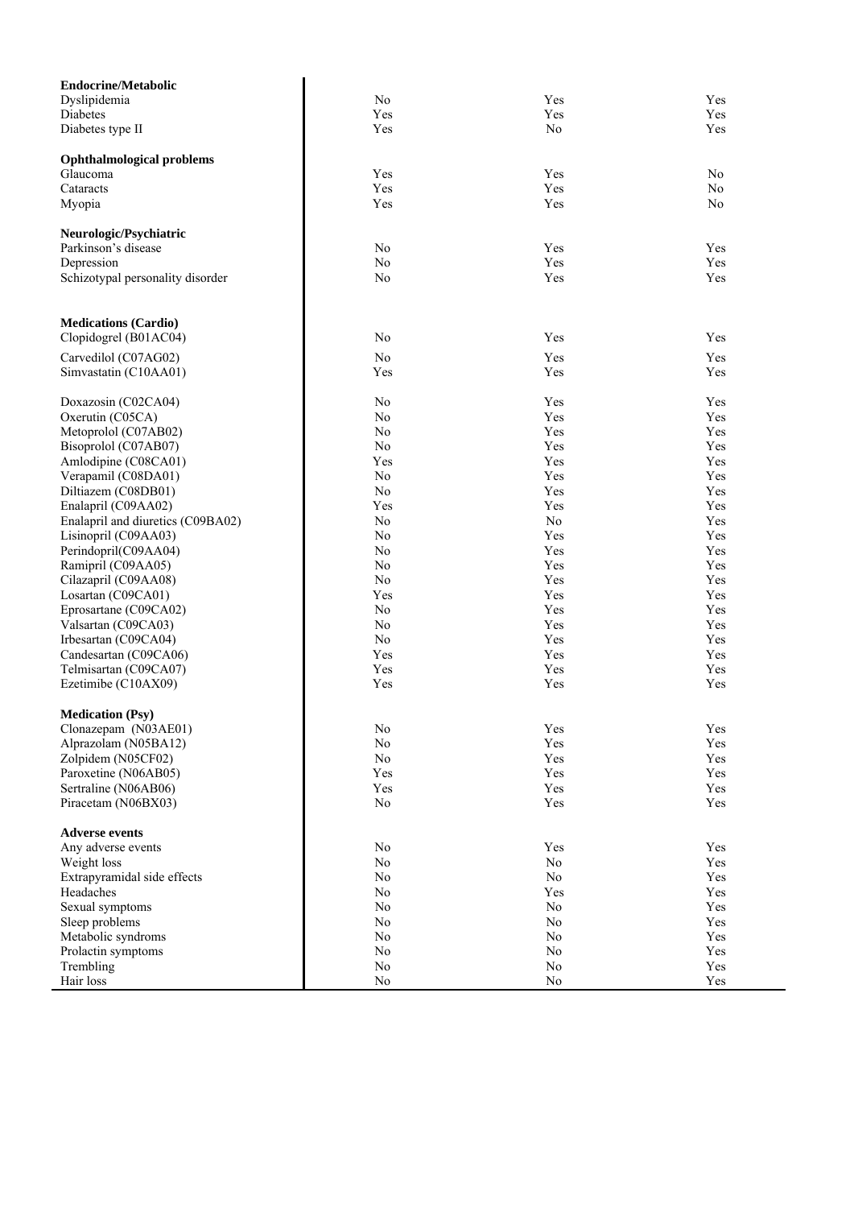| | | | |
|---|---|---|---|
| **Endocrine/Metabolic** | | | |
| Dyslipidemia | No | Yes | Yes |
| Diabetes | Yes | Yes | Yes |
| Diabetes type II | Yes | No | Yes |
| **Ophthalmological problems** | | | |
| Glaucoma | Yes | Yes | No |
| Cataracts | Yes | Yes | No |
| Myopia | Yes | Yes | No |
| **Neurologic/Psychiatric** | | | |
| Parkinson's disease | No | Yes | Yes |
| Depression | No | Yes | Yes |
| Schizotypal personality disorder | No | Yes | Yes |
| **Medications (Cardio)** | | | |
| Clopidogrel (B01AC04) | No | Yes | Yes |
| Carvedilol (C07AG02) | No | Yes | Yes |
| Simvastatin (C10AA01) | Yes | Yes | Yes |
| Doxazosin (C02CA04) | No | Yes | Yes |
| Oxerutin (C05CA) | No | Yes | Yes |
| Metoprolol (C07AB02) | No | Yes | Yes |
| Bisoprolol (C07AB07) | No | Yes | Yes |
| Amlodipine (C08CA01) | Yes | Yes | Yes |
| Verapamil (C08DA01) | No | Yes | Yes |
| Diltiazem (C08DB01) | No | Yes | Yes |
| Enalapril (C09AA02) | Yes | Yes | Yes |
| Enalapril and diuretics (C09BA02) | No | No | Yes |
| Lisinopril (C09AA03) | No | Yes | Yes |
| Perindopril(C09AA04) | No | Yes | Yes |
| Ramipril (C09AA05) | No | Yes | Yes |
| Cilazapril (C09AA08) | No | Yes | Yes |
| Losartan (C09CA01) | Yes | Yes | Yes |
| Eprosartane (C09CA02) | No | Yes | Yes |
| Valsartan (C09CA03) | No | Yes | Yes |
| Irbesartan (C09CA04) | No | Yes | Yes |
| Candesartan (C09CA06) | Yes | Yes | Yes |
| Telmisartan (C09CA07) | Yes | Yes | Yes |
| Ezetimibe (C10AX09) | Yes | Yes | Yes |
| **Medication (Psy)** | | | |
| Clonazepam (N03AE01) | No | Yes | Yes |
| Alprazolam (N05BA12) | No | Yes | Yes |
| Zolpidem (N05CF02) | No | Yes | Yes |
| Paroxetine (N06AB05) | Yes | Yes | Yes |
| Sertraline (N06AB06) | Yes | Yes | Yes |
| Piracetam (N06BX03) | No | Yes | Yes |
| **Adverse events** | | | |
| Any adverse events | No | Yes | Yes |
| Weight loss | No | No | Yes |
| Extrapyramidal side effects | No | No | Yes |
| Headaches | No | Yes | Yes |
| Sexual symptoms | No | No | Yes |
| Sleep problems | No | No | Yes |
| Metabolic syndroms | No | No | Yes |
| Prolactin symptoms | No | No | Yes |
| Trembling | No | No | Yes |
| Hair loss | No | No | Yes |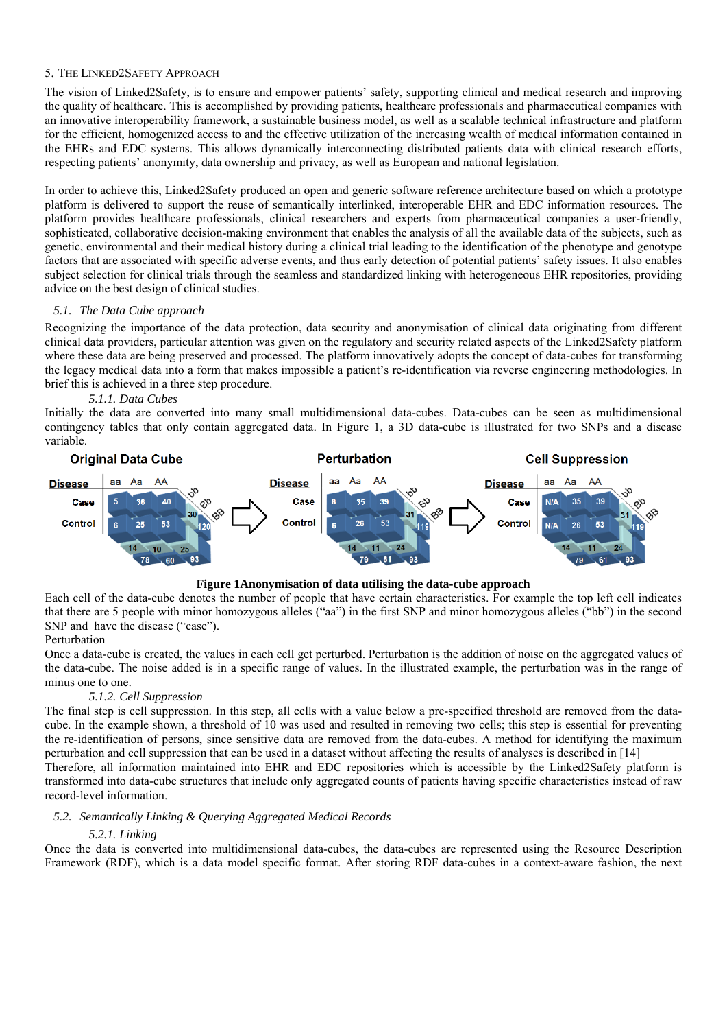## 5. The Linked2Safety Approach

The vision of Linked2Safety, is to ensure and empower patients' safety, supporting clinical and medical research and improving the quality of healthcare. This is accomplished by providing patients, healthcare professionals and pharmaceutical companies with an innovative interoperability framework, a sustainable business model, as well as a scalable technical infrastructure and platform for the efficient, homogenized access to and the effective utilization of the increasing wealth of medical information contained in the EHRs and EDC systems. This allows dynamically interconnecting distributed patients data with clinical research efforts, respecting patients' anonymity, data ownership and privacy, as well as European and national legislation.

In order to achieve this, Linked2Safety produced an open and generic software reference architecture based on which a prototype platform is delivered to support the reuse of semantically interlinked, interoperable EHR and EDC information resources. The platform provides healthcare professionals, clinical researchers and experts from pharmaceutical companies a user-friendly, sophisticated, collaborative decision-making environment that enables the analysis of all the available data of the subjects, such as genetic, environmental and their medical history during a clinical trial leading to the identification of the phenotype and genotype factors that are associated with specific adverse events, and thus early detection of potential patients' safety issues. It also enables subject selection for clinical trials through the seamless and standardized linking with heterogeneous EHR repositories, providing advice on the best design of clinical studies.

### *5.1. The Data Cube approach*

Recognizing the importance of the data protection, data security and anonymisation of clinical data originating from different clinical data providers, particular attention was given on the regulatory and security related aspects of the Linked2Safety platform where these data are being preserved and processed. The platform innovatively adopts the concept of data-cubes for transforming the legacy medical data into a form that makes impossible a patient's re-identification via reverse engineering methodologies. In brief this is achieved in a three step procedure.

#### *5.1.1. Data Cubes*

Initially the data are converted into many small multidimensional data-cubes. Data-cubes can be seen as multidimensional contingency tables that only contain aggregated data. In Figure 1, a 3D data-cube is illustrated for two SNPs and a disease variable.

**Figure 1Anonymisation of data utilising the data-cube approach**

Each cell of the data-cube denotes the number of people that have certain characteristics. For example the top left cell indicates that there are 5 people with minor homozygous alleles ("aa") in the first SNP and minor homozygous alleles ("bb") in the second SNP and have the disease ("case").

Perturbation

Once a data-cube is created, the values in each cell get perturbed. Perturbation is the addition of noise on the aggregated values of the data-cube. The noise added is in a specific range of values. In the illustrated example, the perturbation was in the range of minus one to one.

#### *5.1.2. Cell Suppression*

The final step is cell suppression. In this step, all cells with a value below a pre-specified threshold are removed from the data-cube. In the example shown, a threshold of 10 was used and resulted in removing two cells; this step is essential for preventing the re-identification of persons, since sensitive data are removed from the data-cubes. A method for identifying the maximum perturbation and cell suppression that can be used in a dataset without affecting the results of analyses is described in [14]

Therefore, all information maintained into EHR and EDC repositories which is accessible by the Linked2Safety platform is transformed into data-cube structures that include only aggregated counts of patients having specific characteristics instead of raw record-level information.

### *5.2. Semantically Linking & Querying Aggregated Medical Records*

#### *5.2.1. Linking*

Once the data is converted into multidimensional data-cubes, the data-cubes are represented using the Resource Description Framework (RDF), which is a data model specific format. After storing RDF data-cubes in a context-aware fashion, the next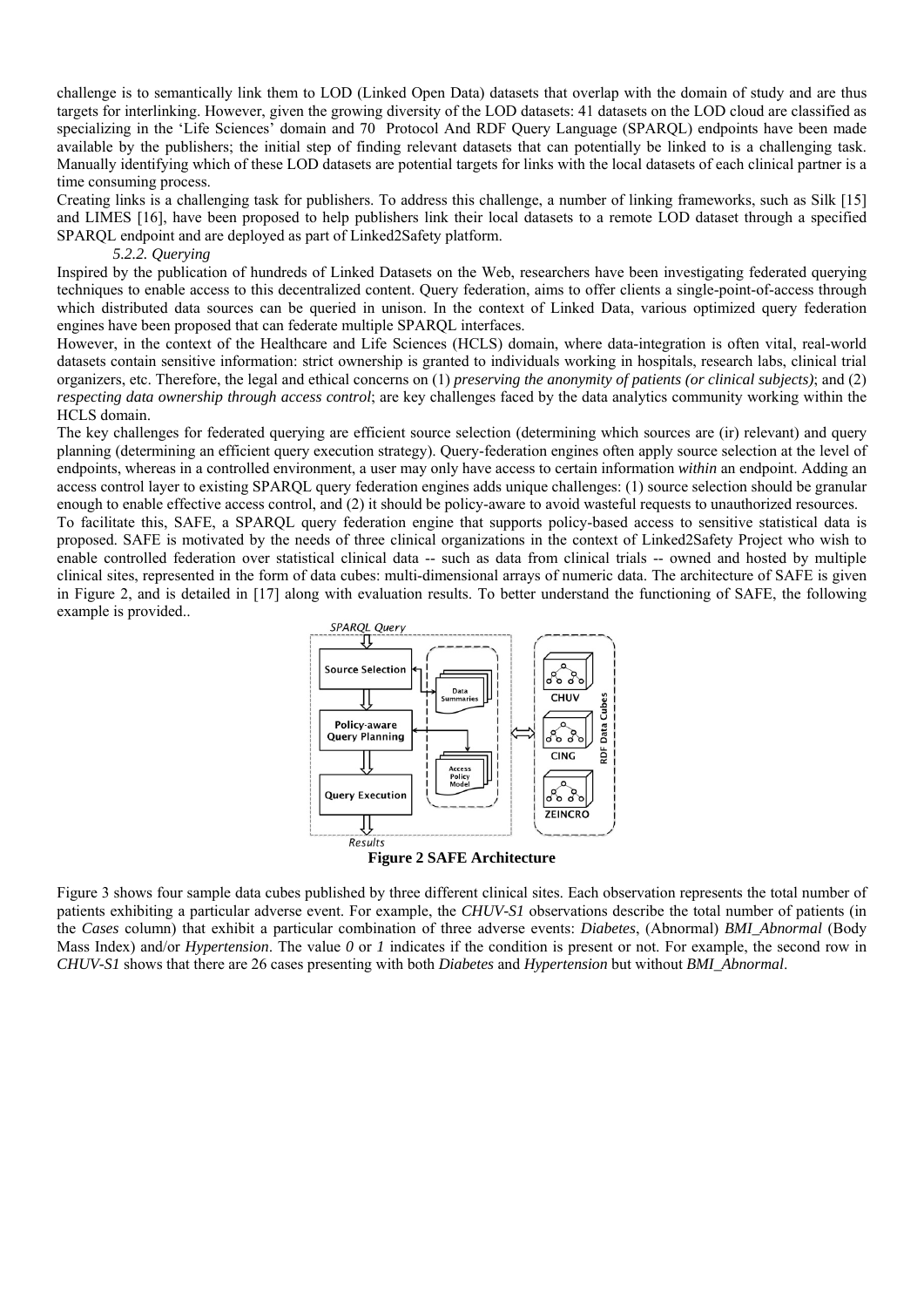challenge is to semantically link them to LOD (Linked Open Data) datasets that overlap with the domain of study and are thus targets for interlinking. However, given the growing diversity of the LOD datasets: 41 datasets on the LOD cloud are classified as specializing in the 'Life Sciences' domain and 70 Protocol And RDF Query Language (SPARQL) endpoints have been made available by the publishers; the initial step of finding relevant datasets that can potentially be linked to is a challenging task. Manually identifying which of these LOD datasets are potential targets for links with the local datasets of each clinical partner is a time consuming process.

Creating links is a challenging task for publishers. To address this challenge, a number of linking frameworks, such as Silk [15] and LIMES [16], have been proposed to help publishers link their local datasets to a remote LOD dataset through a specified SPARQL endpoint and are deployed as part of Linked2Safety platform.

### *5.2.2. Querying*

Inspired by the publication of hundreds of Linked Datasets on the Web, researchers have been investigating federated querying techniques to enable access to this decentralized content. Query federation, aims to offer clients a single-point-of-access through which distributed data sources can be queried in unison. In the context of Linked Data, various optimized query federation engines have been proposed that can federate multiple SPARQL interfaces.

However, in the context of the Healthcare and Life Sciences (HCLS) domain, where data-integration is often vital, real-world datasets contain sensitive information: strict ownership is granted to individuals working in hospitals, research labs, clinical trial organizers, etc. Therefore, the legal and ethical concerns on (1) *preserving the anonymity of patients (or clinical subjects)*; and (2) *respecting data ownership through access control*; are key challenges faced by the data analytics community working within the HCLS domain.

The key challenges for federated querying are efficient source selection (determining which sources are (ir) relevant) and query planning (determining an efficient query execution strategy). Query-federation engines often apply source selection at the level of endpoints, whereas in a controlled environment, a user may only have access to certain information *within* an endpoint. Adding an access control layer to existing SPARQL query federation engines adds unique challenges: (1) source selection should be granular enough to enable effective access control, and (2) it should be policy-aware to avoid wasteful requests to unauthorized resources.

To facilitate this, SAFE, a SPARQL query federation engine that supports policy-based access to sensitive statistical data is proposed. SAFE is motivated by the needs of three clinical organizations in the context of Linked2Safety Project who wish to enable controlled federation over statistical clinical data -- such as data from clinical trials -- owned and hosted by multiple clinical sites, represented in the form of data cubes: multi-dimensional arrays of numeric data. The architecture of SAFE is given in Figure 2, and is detailed in [17] along with evaluation results. To better understand the functioning of SAFE, the following example is provided..

**Figure 2 SAFE Architecture**

Figure 3 shows four sample data cubes published by three different clinical sites. Each observation represents the total number of patients exhibiting a particular adverse event. For example, the *CHUV-S1* observations describe the total number of patients (in the *Cases* column) that exhibit a particular combination of three adverse events: *Diabetes*, (Abnormal) *BMI_Abnormal* (Body Mass Index) and/or *Hypertension*. The value *0* or *1* indicates if the condition is present or not. For example, the second row in *CHUV-S1* shows that there are 26 cases presenting with both *Diabetes* and *Hypertension* but without *BMI_Abnormal*.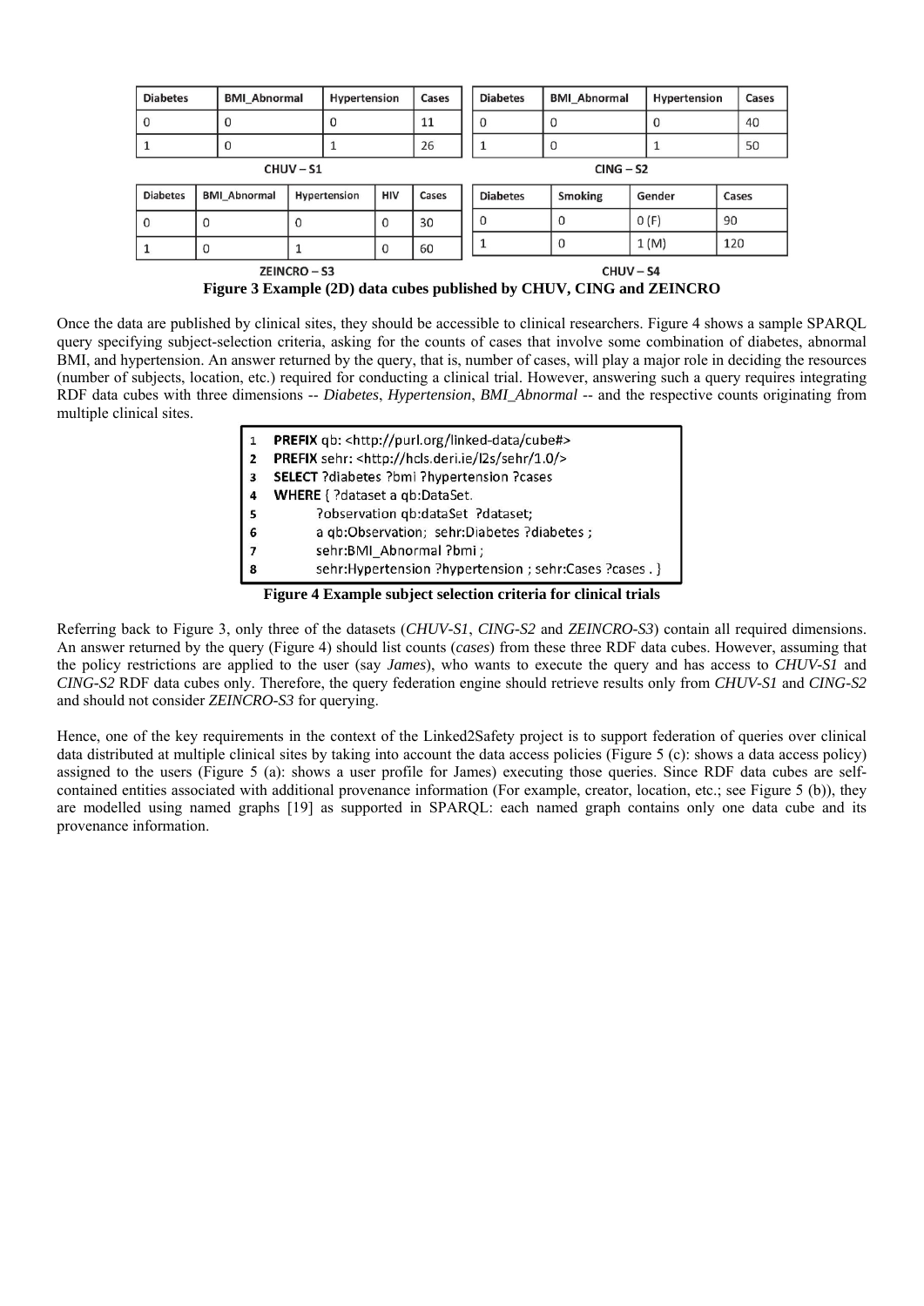| Diabetes | BMI_Abnormal | Hypertension | Cases |
|---|---|---|---|
| 0 | 0 | 0 | 11 |
| 1 | 0 | 1 | 26 |

CHUV – S1

| Diabetes | BMI_Abnormal | Hypertension | Cases |
|---|---|---|---|
| 0 | 0 | 0 | 40 |
| 1 | 0 | 1 | 50 |

CING – S2

| Diabetes | BMI_Abnormal | Hypertension | HIV | Cases |
|---|---|---|---|---|
| 0 | 0 | 0 | 0 | 30 |
| 1 | 0 | 1 | 0 | 60 |

ZEINCRO – S3

| Diabetes | Smoking | Gender | Cases |
|---|---|---|---|
| 0 | 0 | 0 (F) | 90 |
| 1 | 0 | 1 (M) | 120 |

CHUV – S4

**Figure 3 Example (2D) data cubes published by CHUV, CING and ZEINCRO**

Once the data are published by clinical sites, they should be accessible to clinical researchers. Figure 4 shows a sample SPARQL query specifying subject-selection criteria, asking for the counts of cases that involve some combination of diabetes, abnormal BMI, and hypertension. An answer returned by the query, that is, number of cases, will play a major role in deciding the resources (number of subjects, location, etc.) required for conducting a clinical trial. However, answering such a query requires integrating RDF data cubes with three dimensions -- *Diabetes*, *Hypertension*, *BMI_Abnormal* -- and the respective counts originating from multiple clinical sites.

```
1  PREFIX qb: <http://purl.org/linked-data/cube#>
2  PREFIX sehr: <http://hcls.deri.ie/l2s/sehr/1.0/>
3  SELECT ?diabetes ?bmi ?hypertension ?cases
4  WHERE { ?dataset a qb:DataSet.
5         ?observation qb:dataSet  ?dataset;
6         a qb:Observation;  sehr:Diabetes ?diabetes ;
7         sehr:BMI_Abnormal ?bmi ;
8         sehr:Hypertension ?hypertension ; sehr:Cases ?cases . }
```

**Figure 4 Example subject selection criteria for clinical trials**

Referring back to Figure 3, only three of the datasets (*CHUV-S1*, *CING-S2* and *ZEINCRO-S3*) contain all required dimensions. An answer returned by the query (Figure 4) should list counts (*cases*) from these three RDF data cubes. However, assuming that the policy restrictions are applied to the user (say *James*), who wants to execute the query and has access to *CHUV-S1* and *CING-S2* RDF data cubes only. Therefore, the query federation engine should retrieve results only from *CHUV-S1* and *CING-S2* and should not consider *ZEINCRO-S3* for querying.

Hence, one of the key requirements in the context of the Linked2Safety project is to support federation of queries over clinical data distributed at multiple clinical sites by taking into account the data access policies (Figure 5 (c): shows a data access policy) assigned to the users (Figure 5 (a): shows a user profile for James) executing those queries. Since RDF data cubes are self-contained entities associated with additional provenance information (For example, creator, location, etc.; see Figure 5 (b)), they are modelled using named graphs [19] as supported in SPARQL: each named graph contains only one data cube and its provenance information.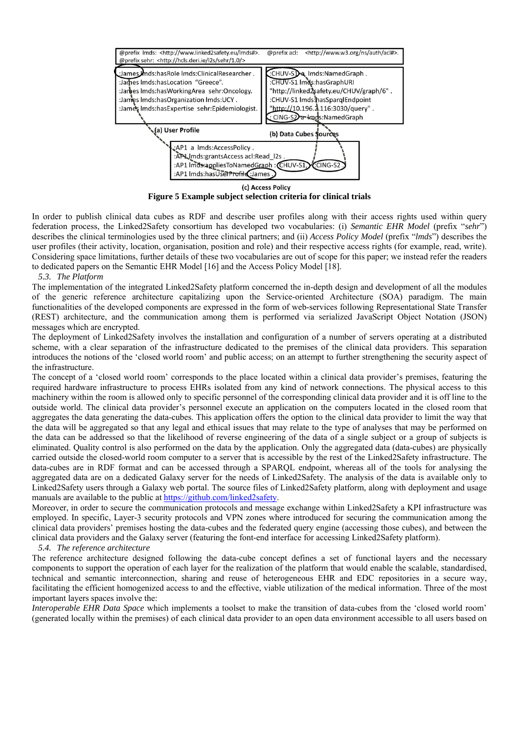```
@prefix lmds: <http://www.linked2safety.eu/lmds#>.   @prefix acl: <http://www.w3.org/ns/auth/acl#>.
@prefix sehr: <http://hcls.deri.ie/l2s/sehr/1.0/>

:James lmds:hasRole lmds:ClinicalResearcher .
:James lmds:hasLocation "Greece".
:James lmds:hasWorkingArea sehr:Oncology.
:James lmds:hasOrganization lmds:UCY .
:James lmds:hasExpertise sehr:Epidemiologist.
```

(a) User Profile

```
:CHUV-S1 a lmds:NamedGraph .
:CHUV-S1 lmds:hasGraphURI
"http://linked2safety.eu/CHUV/graph/6" .
:CHUV-S1 lmds:hasSparqlEndpoint
"http://10.196.2.116:3030/query" .
:CING-S2 a lmds:NamedGraph
```

(b) Data Cubes Sources

```
:AP1 a lmds:AccessPolicy .
:AP1 lmds:grantsAccess acl:Read_l2s .
:AP1 lmds:appliesToNamedGraph :CHUV-S1, :CING-S2 .
:AP1 lmds:hasUserProfile :James .
```

(c) Access Policy

**Figure 5 Example subject selection criteria for clinical trials**

In order to publish clinical data cubes as RDF and describe user profiles along with their access rights used within query federation process, the Linked2Safety consortium has developed two vocabularies: (i) *Semantic EHR Model* (prefix "*sehr*") describes the clinical terminologies used by the three clinical partners; and (ii) *Access Policy Model* (prefix "*lmds*") describes the user profiles (their activity, location, organisation, position and role) and their respective access rights (for example, read, write). Considering space limitations, further details of these two vocabularies are out of scope for this paper; we instead refer the readers to dedicated papers on the Semantic EHR Model [16] and the Access Policy Model [18].

### 5.3. The Platform

The implementation of the integrated Linked2Safety platform concerned the in-depth design and development of all the modules of the generic reference architecture capitalizing upon the Service-oriented Architecture (SOA) paradigm. The main functionalities of the developed components are expressed in the form of web-services following Representational State Transfer (REST) architecture, and the communication among them is performed via serialized JavaScript Object Notation (JSON) messages which are encrypted.

The deployment of Linked2Safety involves the installation and configuration of a number of servers operating at a distributed scheme, with a clear separation of the infrastructure dedicated to the premises of the clinical data providers. This separation introduces the notions of the 'closed world room' and public access; on an attempt to further strengthening the security aspect of the infrastructure.

The concept of a 'closed world room' corresponds to the place located within a clinical data provider's premises, featuring the required hardware infrastructure to process EHRs isolated from any kind of network connections. The physical access to this machinery within the room is allowed only to specific personnel of the corresponding clinical data provider and it is off line to the outside world. The clinical data provider's personnel execute an application on the computers located in the closed room that aggregates the data generating the data-cubes. This application offers the option to the clinical data provider to limit the way that the data will be aggregated so that any legal and ethical issues that may relate to the type of analyses that may be performed on the data can be addressed so that the likelihood of reverse engineering of the data of a single subject or a group of subjects is eliminated. Quality control is also performed on the data by the application. Only the aggregated data (data-cubes) are physically carried outside the closed-world room computer to a server that is accessible by the rest of the Linked2Safety infrastructure. The data-cubes are in RDF format and can be accessed through a SPARQL endpoint, whereas all of the tools for analysing the aggregated data are on a dedicated Galaxy server for the needs of Linked2Safety. The analysis of the data is available only to Linked2Safety users through a Galaxy web portal. The source files of Linked2Safety platform, along with deployment and usage manuals are available to the public at https://github.com/linked2safety.

Moreover, in order to secure the communication protocols and message exchange within Linked2Safety a KPI infrastructure was employed. In specific, Layer-3 security protocols and VPN zones where introduced for securing the communication among the clinical data providers' premises hosting the data-cubes and the federated query engine (accessing those cubes), and between the clinical data providers and the Galaxy server (featuring the font-end interface for accessing Linked2Safety platform).

### 5.4. The reference architecture

The reference architecture designed following the data-cube concept defines a set of functional layers and the necessary components to support the operation of each layer for the realization of the platform that would enable the scalable, standardised, technical and semantic interconnection, sharing and reuse of heterogeneous EHR and EDC repositories in a secure way, facilitating the efficient homogenized access to and the effective, viable utilization of the medical information. Three of the most important layers spaces involve the:

*Interoperable EHR Data Space* which implements a toolset to make the transition of data-cubes from the 'closed world room' (generated locally within the premises) of each clinical data provider to an open data environment accessible to all users based on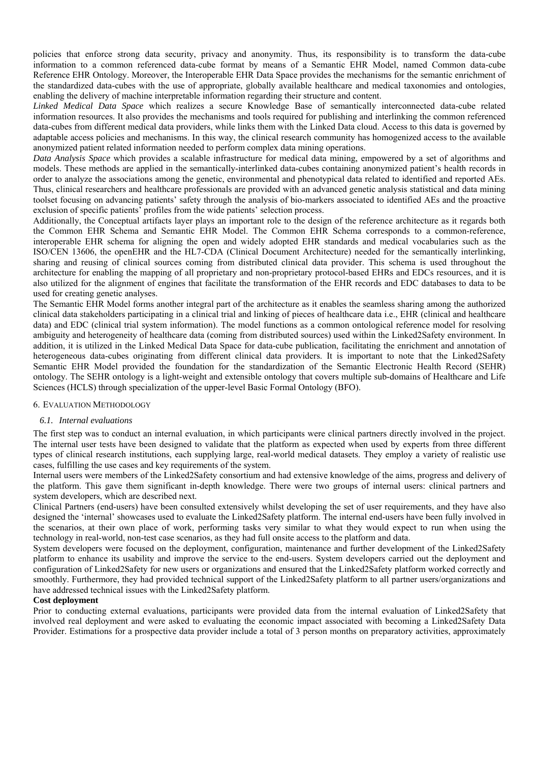policies that enforce strong data security, privacy and anonymity. Thus, its responsibility is to transform the data-cube information to a common referenced data-cube format by means of a Semantic EHR Model, named Common data-cube Reference EHR Ontology. Moreover, the Interoperable EHR Data Space provides the mechanisms for the semantic enrichment of the standardized data-cubes with the use of appropriate, globally available healthcare and medical taxonomies and ontologies, enabling the delivery of machine interpretable information regarding their structure and content.

*Linked Medical Data Space* which realizes a secure Knowledge Base of semantically interconnected data-cube related information resources. It also provides the mechanisms and tools required for publishing and interlinking the common referenced data-cubes from different medical data providers, while links them with the Linked Data cloud. Access to this data is governed by adaptable access policies and mechanisms. In this way, the clinical research community has homogenized access to the available anonymized patient related information needed to perform complex data mining operations.

*Data Analysis Space* which provides a scalable infrastructure for medical data mining, empowered by a set of algorithms and models. These methods are applied in the semantically-interlinked data-cubes containing anonymized patient's health records in order to analyze the associations among the genetic, environmental and phenotypical data related to identified and reported AEs. Thus, clinical researchers and healthcare professionals are provided with an advanced genetic analysis statistical and data mining toolset focusing on advancing patients' safety through the analysis of bio-markers associated to identified AEs and the proactive exclusion of specific patients' profiles from the wide patients' selection process.

Additionally, the Conceptual artifacts layer plays an important role to the design of the reference architecture as it regards both the Common EHR Schema and Semantic EHR Model. The Common EHR Schema corresponds to a common-reference, interoperable EHR schema for aligning the open and widely adopted EHR standards and medical vocabularies such as the ISO/CEN 13606, the openEHR and the HL7-CDA (Clinical Document Architecture) needed for the semantically interlinking, sharing and reusing of clinical sources coming from distributed clinical data provider. This schema is used throughout the architecture for enabling the mapping of all proprietary and non-proprietary protocol-based EHRs and EDCs resources, and it is also utilized for the alignment of engines that facilitate the transformation of the EHR records and EDC databases to data to be used for creating genetic analyses.

The Semantic EHR Model forms another integral part of the architecture as it enables the seamless sharing among the authorized clinical data stakeholders participating in a clinical trial and linking of pieces of healthcare data i.e., EHR (clinical and healthcare data) and EDC (clinical trial system information). The model functions as a common ontological reference model for resolving ambiguity and heterogeneity of healthcare data (coming from distributed sources) used within the Linked2Safety environment. In addition, it is utilized in the Linked Medical Data Space for data-cube publication, facilitating the enrichment and annotation of heterogeneous data-cubes originating from different clinical data providers. It is important to note that the Linked2Safety Semantic EHR Model provided the foundation for the standardization of the Semantic Electronic Health Record (SEHR) ontology. The SEHR ontology is a light-weight and extensible ontology that covers multiple sub-domains of Healthcare and Life Sciences (HCLS) through specialization of the upper-level Basic Formal Ontology (BFO).

## 6. Evaluation Methodology

### *6.1. Internal evaluations*

The first step was to conduct an internal evaluation, in which participants were clinical partners directly involved in the project. The internal user tests have been designed to validate that the platform as expected when used by experts from three different types of clinical research institutions, each supplying large, real-world medical datasets. They employ a variety of realistic use cases, fulfilling the use cases and key requirements of the system.

Internal users were members of the Linked2Safety consortium and had extensive knowledge of the aims, progress and delivery of the platform. This gave them significant in-depth knowledge. There were two groups of internal users: clinical partners and system developers, which are described next.

Clinical Partners (end-users) have been consulted extensively whilst developing the set of user requirements, and they have also designed the 'internal' showcases used to evaluate the Linked2Safety platform. The internal end-users have been fully involved in the scenarios, at their own place of work, performing tasks very similar to what they would expect to run when using the technology in real-world, non-test case scenarios, as they had full onsite access to the platform and data.

System developers were focused on the deployment, configuration, maintenance and further development of the Linked2Safety platform to enhance its usability and improve the service to the end-users. System developers carried out the deployment and configuration of Linked2Safety for new users or organizations and ensured that the Linked2Safety platform worked correctly and smoothly. Furthermore, they had provided technical support of the Linked2Safety platform to all partner users/organizations and have addressed technical issues with the Linked2Safety platform.

**Cost deployment**

Prior to conducting external evaluations, participants were provided data from the internal evaluation of Linked2Safety that involved real deployment and were asked to evaluating the economic impact associated with becoming a Linked2Safety Data Provider. Estimations for a prospective data provider include a total of 3 person months on preparatory activities, approximately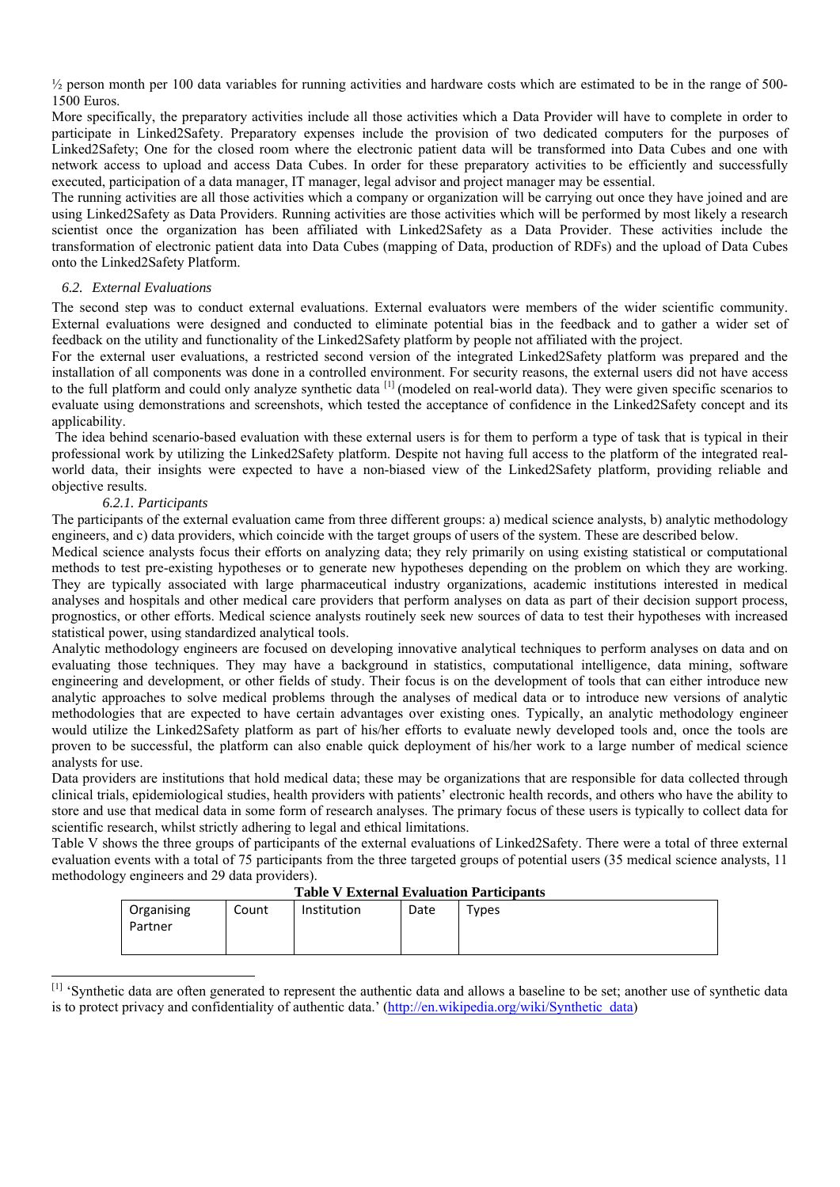½ person month per 100 data variables for running activities and hardware costs which are estimated to be in the range of 500-1500 Euros.

More specifically, the preparatory activities include all those activities which a Data Provider will have to complete in order to participate in Linked2Safety. Preparatory expenses include the provision of two dedicated computers for the purposes of Linked2Safety; One for the closed room where the electronic patient data will be transformed into Data Cubes and one with network access to upload and access Data Cubes. In order for these preparatory activities to be efficiently and successfully executed, participation of a data manager, IT manager, legal advisor and project manager may be essential.

The running activities are all those activities which a company or organization will be carrying out once they have joined and are using Linked2Safety as Data Providers. Running activities are those activities which will be performed by most likely a research scientist once the organization has been affiliated with Linked2Safety as a Data Provider. These activities include the transformation of electronic patient data into Data Cubes (mapping of Data, production of RDFs) and the upload of Data Cubes onto the Linked2Safety Platform.

## 6.2. External Evaluations

The second step was to conduct external evaluations. External evaluators were members of the wider scientific community. External evaluations were designed and conducted to eliminate potential bias in the feedback and to gather a wider set of feedback on the utility and functionality of the Linked2Safety platform by people not affiliated with the project.

For the external user evaluations, a restricted second version of the integrated Linked2Safety platform was prepared and the installation of all components was done in a controlled environment. For security reasons, the external users did not have access to the full platform and could only analyze synthetic data [1] (modeled on real-world data). They were given specific scenarios to evaluate using demonstrations and screenshots, which tested the acceptance of confidence in the Linked2Safety concept and its applicability.

The idea behind scenario-based evaluation with these external users is for them to perform a type of task that is typical in their professional work by utilizing the Linked2Safety platform. Despite not having full access to the platform of the integrated real-world data, their insights were expected to have a non-biased view of the Linked2Safety platform, providing reliable and objective results.

### 6.2.1. Participants

The participants of the external evaluation came from three different groups: a) medical science analysts, b) analytic methodology engineers, and c) data providers, which coincide with the target groups of users of the system. These are described below.

Medical science analysts focus their efforts on analyzing data; they rely primarily on using existing statistical or computational methods to test pre-existing hypotheses or to generate new hypotheses depending on the problem on which they are working. They are typically associated with large pharmaceutical industry organizations, academic institutions interested in medical analyses and hospitals and other medical care providers that perform analyses on data as part of their decision support process, prognostics, or other efforts. Medical science analysts routinely seek new sources of data to test their hypotheses with increased statistical power, using standardized analytical tools.

Analytic methodology engineers are focused on developing innovative analytical techniques to perform analyses on data and on evaluating those techniques. They may have a background in statistics, computational intelligence, data mining, software engineering and development, or other fields of study. Their focus is on the development of tools that can either introduce new analytic approaches to solve medical problems through the analyses of medical data or to introduce new versions of analytic methodologies that are expected to have certain advantages over existing ones. Typically, an analytic methodology engineer would utilize the Linked2Safety platform as part of his/her efforts to evaluate newly developed tools and, once the tools are proven to be successful, the platform can also enable quick deployment of his/her work to a large number of medical science analysts for use.

Data providers are institutions that hold medical data; these may be organizations that are responsible for data collected through clinical trials, epidemiological studies, health providers with patients' electronic health records, and others who have the ability to store and use that medical data in some form of research analyses. The primary focus of these users is typically to collect data for scientific research, whilst strictly adhering to legal and ethical limitations.

Table V shows the three groups of participants of the external evaluations of Linked2Safety. There were a total of three external evaluation events with a total of 75 participants from the three targeted groups of potential users (35 medical science analysts, 11 methodology engineers and 29 data providers).

**Table V External Evaluation Participants**

| Organising Partner | Count | Institution | Date | Types |
|---|---|---|---|---|

[1] 'Synthetic data are often generated to represent the authentic data and allows a baseline to be set; another use of synthetic data is to protect privacy and confidentiality of authentic data.' (http://en.wikipedia.org/wiki/Synthetic_data)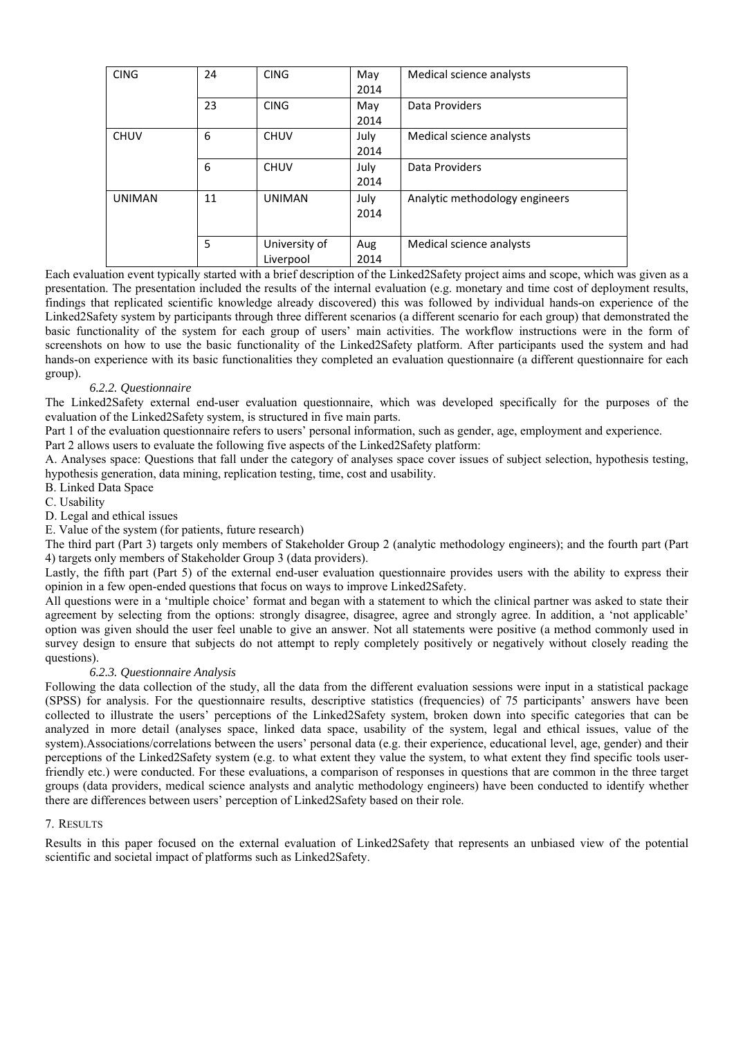| | | | | |
|---|---|---|---|---|
| CING | 24 | CING | May 2014 | Medical science analysts |
| | 23 | CING | May 2014 | Data Providers |
| CHUV | 6 | CHUV | July 2014 | Medical science analysts |
| | 6 | CHUV | July 2014 | Data Providers |
| UNIMAN | 11 | UNIMAN | July 2014 | Analytic methodology engineers |
| | 5 | University of Liverpool | Aug 2014 | Medical science analysts |

Each evaluation event typically started with a brief description of the Linked2Safety project aims and scope, which was given as a presentation. The presentation included the results of the internal evaluation (e.g. monetary and time cost of deployment results, findings that replicated scientific knowledge already discovered) this was followed by individual hands-on experience of the Linked2Safety system by participants through three different scenarios (a different scenario for each group) that demonstrated the basic functionality of the system for each group of users' main activities. The workflow instructions were in the form of screenshots on how to use the basic functionality of the Linked2Safety platform. After participants used the system and had hands-on experience with its basic functionalities they completed an evaluation questionnaire (a different questionnaire for each group).

### *6.2.2. Questionnaire*

The Linked2Safety external end-user evaluation questionnaire, which was developed specifically for the purposes of the evaluation of the Linked2Safety system, is structured in five main parts.

Part 1 of the evaluation questionnaire refers to users' personal information, such as gender, age, employment and experience.

Part 2 allows users to evaluate the following five aspects of the Linked2Safety platform:

A. Analyses space: Questions that fall under the category of analyses space cover issues of subject selection, hypothesis testing, hypothesis generation, data mining, replication testing, time, cost and usability.

B. Linked Data Space

C. Usability

D. Legal and ethical issues

E. Value of the system (for patients, future research)

The third part (Part 3) targets only members of Stakeholder Group 2 (analytic methodology engineers); and the fourth part (Part 4) targets only members of Stakeholder Group 3 (data providers).

Lastly, the fifth part (Part 5) of the external end-user evaluation questionnaire provides users with the ability to express their opinion in a few open-ended questions that focus on ways to improve Linked2Safety.

All questions were in a 'multiple choice' format and began with a statement to which the clinical partner was asked to state their agreement by selecting from the options: strongly disagree, disagree, agree and strongly agree. In addition, a 'not applicable' option was given should the user feel unable to give an answer. Not all statements were positive (a method commonly used in survey design to ensure that subjects do not attempt to reply completely positively or negatively without closely reading the questions).

### *6.2.3. Questionnaire Analysis*

Following the data collection of the study, all the data from the different evaluation sessions were input in a statistical package (SPSS) for analysis. For the questionnaire results, descriptive statistics (frequencies) of 75 participants' answers have been collected to illustrate the users' perceptions of the Linked2Safety system, broken down into specific categories that can be analyzed in more detail (analyses space, linked data space, usability of the system, legal and ethical issues, value of the system).Associations/correlations between the users' personal data (e.g. their experience, educational level, age, gender) and their perceptions of the Linked2Safety system (e.g. to what extent they value the system, to what extent they find specific tools user-friendly etc.) were conducted. For these evaluations, a comparison of responses in questions that are common in the three target groups (data providers, medical science analysts and analytic methodology engineers) have been conducted to identify whether there are differences between users' perception of Linked2Safety based on their role.

## 7. Results

Results in this paper focused on the external evaluation of Linked2Safety that represents an unbiased view of the potential scientific and societal impact of platforms such as Linked2Safety.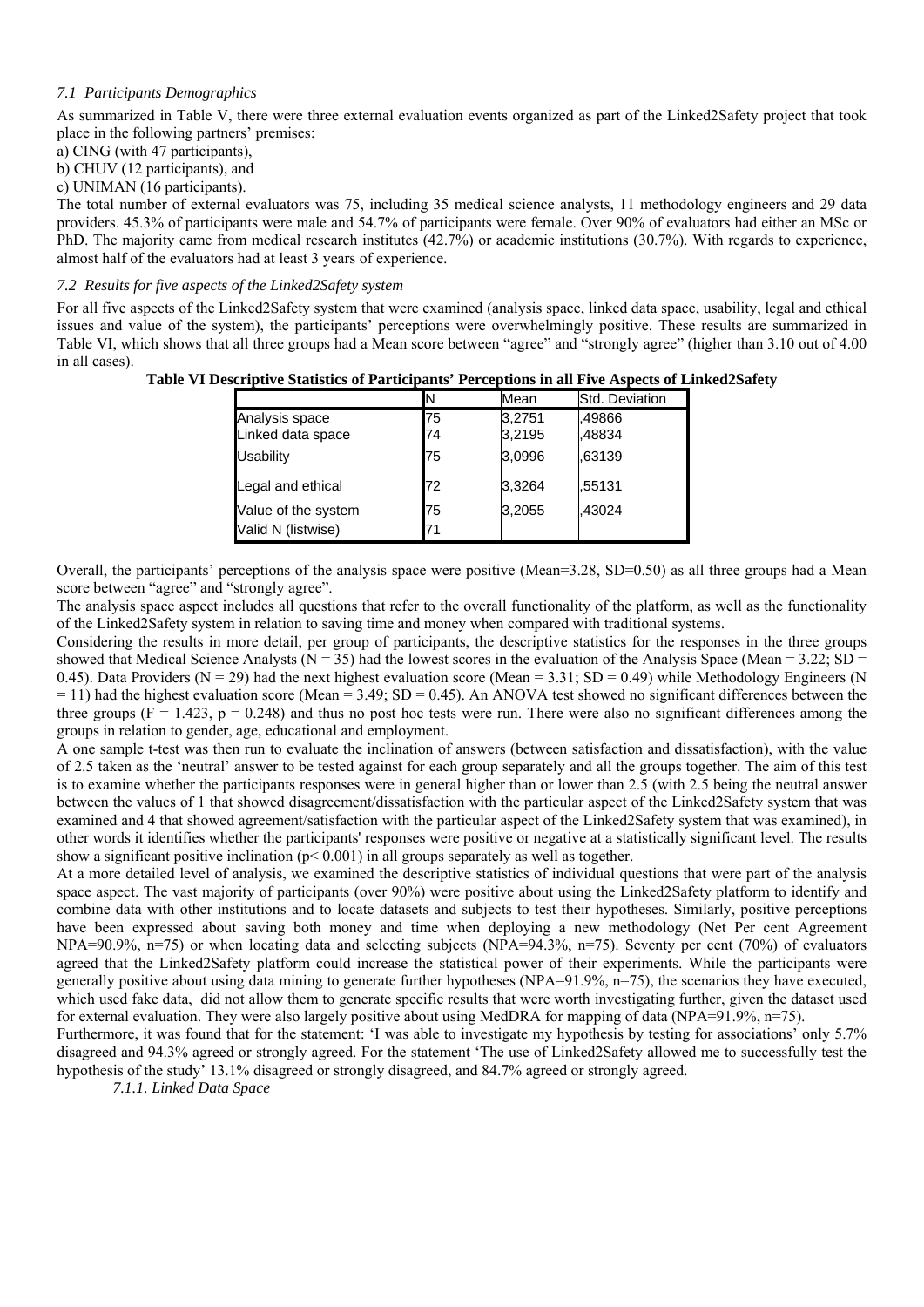### *7.1 Participants Demographics*

As summarized in Table V, there were three external evaluation events organized as part of the Linked2Safety project that took place in the following partners' premises:

a) CING (with 47 participants),
b) CHUV (12 participants), and
c) UNIMAN (16 participants).

The total number of external evaluators was 75, including 35 medical science analysts, 11 methodology engineers and 29 data providers. 45.3% of participants were male and 54.7% of participants were female. Over 90% of evaluators had either an MSc or PhD. The majority came from medical research institutes (42.7%) or academic institutions (30.7%). With regards to experience, almost half of the evaluators had at least 3 years of experience.

### *7.2 Results for five aspects of the Linked2Safety system*

For all five aspects of the Linked2Safety system that were examined (analysis space, linked data space, usability, legal and ethical issues and value of the system), the participants' perceptions were overwhelmingly positive. These results are summarized in Table VI, which shows that all three groups had a Mean score between "agree" and "strongly agree" (higher than 3.10 out of 4.00 in all cases).

**Table VI Descriptive Statistics of Participants' Perceptions in all Five Aspects of Linked2Safety**

| | N | Mean | Std. Deviation |
|---|---|---|---|
| Analysis space | 75 | 3,2751 | ,49866 |
| Linked data space | 74 | 3,2195 | ,48834 |
| Usability | 75 | 3,0996 | ,63139 |
| Legal and ethical | 72 | 3,3264 | ,55131 |
| Value of the system | 75 | 3,2055 | ,43024 |
| Valid N (listwise) | 71 | | |

Overall, the participants' perceptions of the analysis space were positive (Mean=3.28, SD=0.50) as all three groups had a Mean score between "agree" and "strongly agree".

The analysis space aspect includes all questions that refer to the overall functionality of the platform, as well as the functionality of the Linked2Safety system in relation to saving time and money when compared with traditional systems.

Considering the results in more detail, per group of participants, the descriptive statistics for the responses in the three groups showed that Medical Science Analysts ($N = 35$) had the lowest scores in the evaluation of the Analysis Space ($Mean = 3.22$; $SD = 0.45$). Data Providers ($N = 29$) had the next highest evaluation score ($Mean = 3.31$; $SD = 0.49$) while Methodology Engineers ($N = 11$) had the highest evaluation score ($Mean = 3.49$; $SD = 0.45$). An ANOVA test showed no significant differences between the three groups ($F = 1.423$, $p = 0.248$) and thus no post hoc tests were run. There were also no significant differences among the groups in relation to gender, age, educational and employment.

A one sample t-test was then run to evaluate the inclination of answers (between satisfaction and dissatisfaction), with the value of 2.5 taken as the 'neutral' answer to be tested against for each group separately and all the groups together. The aim of this test is to examine whether the participants responses were in general higher than or lower than 2.5 (with 2.5 being the neutral answer between the values of 1 that showed disagreement/dissatisfaction with the particular aspect of the Linked2Safety system that was examined and 4 that showed agreement/satisfaction with the particular aspect of the Linked2Safety system that was examined), in other words it identifies whether the participants' responses were positive or negative at a statistically significant level. The results show a significant positive inclination ($p < 0.001$) in all groups separately as well as together.

At a more detailed level of analysis, we examined the descriptive statistics of individual questions that were part of the analysis space aspect. The vast majority of participants (over 90%) were positive about using the Linked2Safety platform to identify and combine data with other institutions and to locate datasets and subjects to test their hypotheses. Similarly, positive perceptions have been expressed about saving both money and time when deploying a new methodology (Net Per cent Agreement NPA=90.9%, n=75) or when locating data and selecting subjects (NPA=94.3%, n=75). Seventy per cent (70%) of evaluators agreed that the Linked2Safety platform could increase the statistical power of their experiments. While the participants were generally positive about using data mining to generate further hypotheses (NPA=91.9%, n=75), the scenarios they have executed, which used fake data, did not allow them to generate specific results that were worth investigating further, given the dataset used for external evaluation. They were also largely positive about using MedDRA for mapping of data (NPA=91.9%, n=75).

Furthermore, it was found that for the statement: 'I was able to investigate my hypothesis by testing for associations' only 5.7% disagreed and 94.3% agreed or strongly agreed. For the statement 'The use of Linked2Safety allowed me to successfully test the hypothesis of the study' 13.1% disagreed or strongly disagreed, and 84.7% agreed or strongly agreed.

#### *7.1.1. Linked Data Space*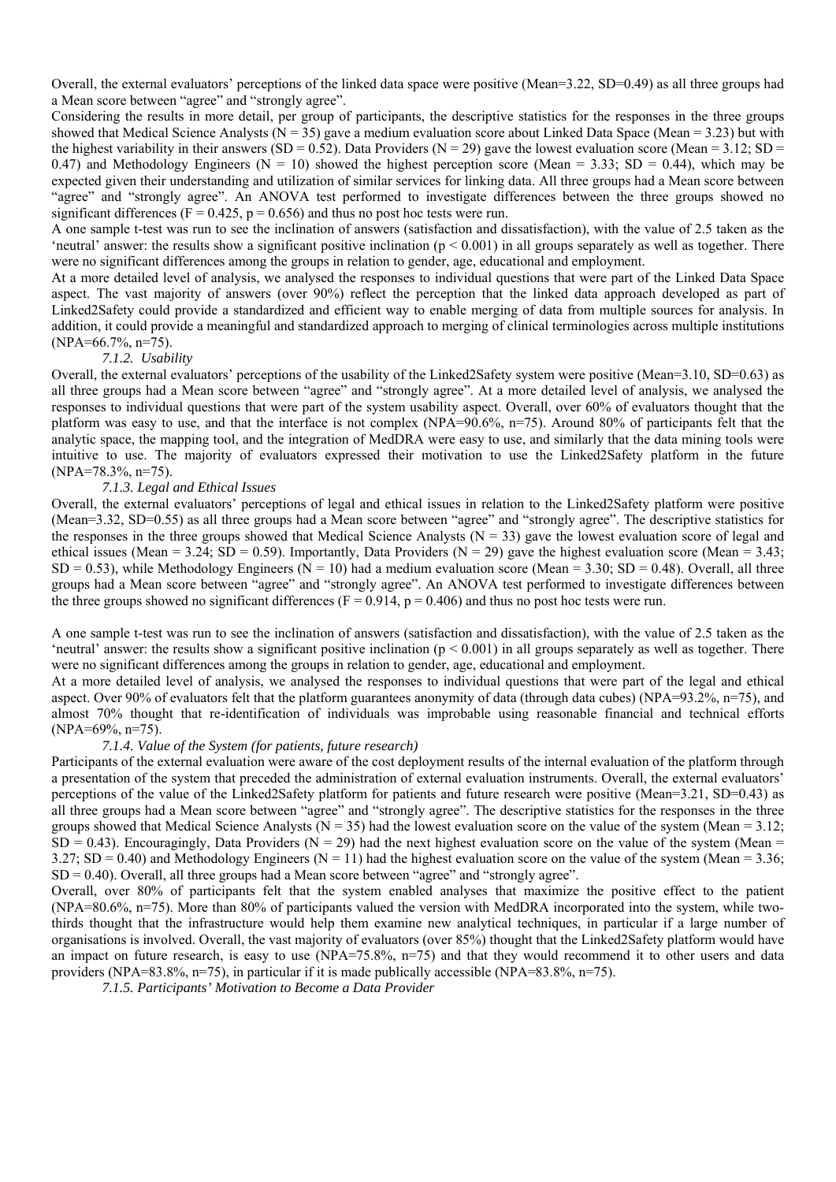Overall, the external evaluators' perceptions of the linked data space were positive (Mean=3.22, SD=0.49) as all three groups had a Mean score between "agree" and "strongly agree".

Considering the results in more detail, per group of participants, the descriptive statistics for the responses in the three groups showed that Medical Science Analysts (N = 35) gave a medium evaluation score about Linked Data Space (Mean = 3.23) but with the highest variability in their answers (SD = 0.52). Data Providers (N = 29) gave the lowest evaluation score (Mean = 3.12; SD = 0.47) and Methodology Engineers (N = 10) showed the highest perception score (Mean = 3.33; SD = 0.44), which may be expected given their understanding and utilization of similar services for linking data. All three groups had a Mean score between "agree" and "strongly agree". An ANOVA test performed to investigate differences between the three groups showed no significant differences ($F = 0.425$, $p = 0.656$) and thus no post hoc tests were run.

A one sample t-test was run to see the inclination of answers (satisfaction and dissatisfaction), with the value of 2.5 taken as the 'neutral' answer: the results show a significant positive inclination ($p < 0.001$) in all groups separately as well as together. There were no significant differences among the groups in relation to gender, age, educational and employment.

At a more detailed level of analysis, we analysed the responses to individual questions that were part of the Linked Data Space aspect. The vast majority of answers (over 90%) reflect the perception that the linked data approach developed as part of Linked2Safety could provide a standardized and efficient way to enable merging of data from multiple sources for analysis. In addition, it could provide a meaningful and standardized approach to merging of clinical terminologies across multiple institutions (NPA=66.7%, n=75).

#### *7.1.2. Usability*

Overall, the external evaluators' perceptions of the usability of the Linked2Safety system were positive (Mean=3.10, SD=0.63) as all three groups had a Mean score between "agree" and "strongly agree". At a more detailed level of analysis, we analysed the responses to individual questions that were part of the system usability aspect. Overall, over 60% of evaluators thought that the platform was easy to use, and that the interface is not complex (NPA=90.6%, n=75). Around 80% of participants felt that the analytic space, the mapping tool, and the integration of MedDRA were easy to use, and similarly that the data mining tools were intuitive to use. The majority of evaluators expressed their motivation to use the Linked2Safety platform in the future (NPA=78.3%, n=75).

#### *7.1.3. Legal and Ethical Issues*

Overall, the external evaluators' perceptions of legal and ethical issues in relation to the Linked2Safety platform were positive (Mean=3.32, SD=0.55) as all three groups had a Mean score between "agree" and "strongly agree". The descriptive statistics for the responses in the three groups showed that Medical Science Analysts (N = 33) gave the lowest evaluation score of legal and ethical issues (Mean = 3.24; SD = 0.59). Importantly, Data Providers (N = 29) gave the highest evaluation score (Mean = 3.43; SD = 0.53), while Methodology Engineers (N = 10) had a medium evaluation score (Mean = 3.30; SD = 0.48). Overall, all three groups had a Mean score between "agree" and "strongly agree". An ANOVA test performed to investigate differences between the three groups showed no significant differences ($F = 0.914$, $p = 0.406$) and thus no post hoc tests were run.

A one sample t-test was run to see the inclination of answers (satisfaction and dissatisfaction), with the value of 2.5 taken as the 'neutral' answer: the results show a significant positive inclination ($p < 0.001$) in all groups separately as well as together. There were no significant differences among the groups in relation to gender, age, educational and employment.

At a more detailed level of analysis, we analysed the responses to individual questions that were part of the legal and ethical aspect. Over 90% of evaluators felt that the platform guarantees anonymity of data (through data cubes) (NPA=93.2%, n=75), and almost 70% thought that re-identification of individuals was improbable using reasonable financial and technical efforts (NPA=69%, n=75).

#### *7.1.4. Value of the System (for patients, future research)*

Participants of the external evaluation were aware of the cost deployment results of the internal evaluation of the platform through a presentation of the system that preceded the administration of external evaluation instruments. Overall, the external evaluators' perceptions of the value of the Linked2Safety platform for patients and future research were positive (Mean=3.21, SD=0.43) as all three groups had a Mean score between "agree" and "strongly agree". The descriptive statistics for the responses in the three groups showed that Medical Science Analysts (N = 35) had the lowest evaluation score on the value of the system (Mean = 3.12; SD = 0.43). Encouragingly, Data Providers (N = 29) had the next highest evaluation score on the value of the system (Mean = 3.27; SD = 0.40) and Methodology Engineers (N = 11) had the highest evaluation score on the value of the system (Mean = 3.36; SD = 0.40). Overall, all three groups had a Mean score between "agree" and "strongly agree".

Overall, over 80% of participants felt that the system enabled analyses that maximize the positive effect to the patient (NPA=80.6%, n=75). More than 80% of participants valued the version with MedDRA incorporated into the system, while two-thirds thought that the infrastructure would help them examine new analytical techniques, in particular if a large number of organisations is involved. Overall, the vast majority of evaluators (over 85%) thought that the Linked2Safety platform would have an impact on future research, is easy to use (NPA=75.8%, n=75) and that they would recommend it to other users and data providers (NPA=83.8%, n=75), in particular if it is made publically accessible (NPA=83.8%, n=75).

#### *7.1.5. Participants' Motivation to Become a Data Provider*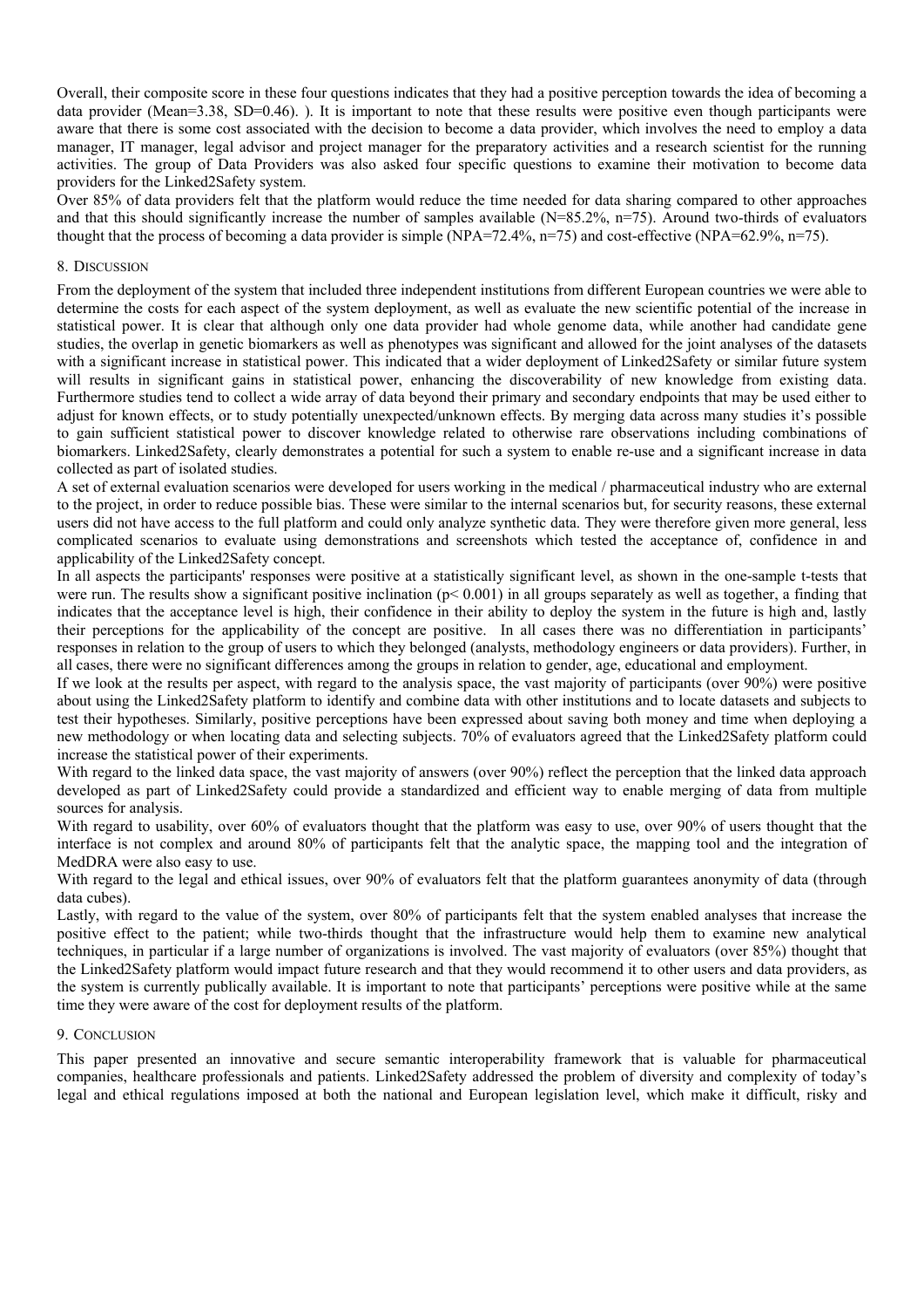Overall, their composite score in these four questions indicates that they had a positive perception towards the idea of becoming a data provider (Mean=3.38, SD=0.46). ). It is important to note that these results were positive even though participants were aware that there is some cost associated with the decision to become a data provider, which involves the need to employ a data manager, IT manager, legal advisor and project manager for the preparatory activities and a research scientist for the running activities. The group of Data Providers was also asked four specific questions to examine their motivation to become data providers for the Linked2Safety system.

Over 85% of data providers felt that the platform would reduce the time needed for data sharing compared to other approaches and that this should significantly increase the number of samples available (N=85.2%, n=75). Around two-thirds of evaluators thought that the process of becoming a data provider is simple (NPA=72.4%, n=75) and cost-effective (NPA=62.9%, n=75).

## 8. Discussion

From the deployment of the system that included three independent institutions from different European countries we were able to determine the costs for each aspect of the system deployment, as well as evaluate the new scientific potential of the increase in statistical power. It is clear that although only one data provider had whole genome data, while another had candidate gene studies, the overlap in genetic biomarkers as well as phenotypes was significant and allowed for the joint analyses of the datasets with a significant increase in statistical power. This indicated that a wider deployment of Linked2Safety or similar future system will results in significant gains in statistical power, enhancing the discoverability of new knowledge from existing data. Furthermore studies tend to collect a wide array of data beyond their primary and secondary endpoints that may be used either to adjust for known effects, or to study potentially unexpected/unknown effects. By merging data across many studies it's possible to gain sufficient statistical power to discover knowledge related to otherwise rare observations including combinations of biomarkers. Linked2Safety, clearly demonstrates a potential for such a system to enable re-use and a significant increase in data collected as part of isolated studies.

A set of external evaluation scenarios were developed for users working in the medical / pharmaceutical industry who are external to the project, in order to reduce possible bias. These were similar to the internal scenarios but, for security reasons, these external users did not have access to the full platform and could only analyze synthetic data. They were therefore given more general, less complicated scenarios to evaluate using demonstrations and screenshots which tested the acceptance of, confidence in and applicability of the Linked2Safety concept.

In all aspects the participants' responses were positive at a statistically significant level, as shown in the one-sample t-tests that were run. The results show a significant positive inclination ($p< 0.001$) in all groups separately as well as together, a finding that indicates that the acceptance level is high, their confidence in their ability to deploy the system in the future is high and, lastly their perceptions for the applicability of the concept are positive. In all cases there was no differentiation in participants' responses in relation to the group of users to which they belonged (analysts, methodology engineers or data providers). Further, in all cases, there were no significant differences among the groups in relation to gender, age, educational and employment.

If we look at the results per aspect, with regard to the analysis space, the vast majority of participants (over 90%) were positive about using the Linked2Safety platform to identify and combine data with other institutions and to locate datasets and subjects to test their hypotheses. Similarly, positive perceptions have been expressed about saving both money and time when deploying a new methodology or when locating data and selecting subjects. 70% of evaluators agreed that the Linked2Safety platform could increase the statistical power of their experiments.

With regard to the linked data space, the vast majority of answers (over 90%) reflect the perception that the linked data approach developed as part of Linked2Safety could provide a standardized and efficient way to enable merging of data from multiple sources for analysis.

With regard to usability, over 60% of evaluators thought that the platform was easy to use, over 90% of users thought that the interface is not complex and around 80% of participants felt that the analytic space, the mapping tool and the integration of MedDRA were also easy to use.

With regard to the legal and ethical issues, over 90% of evaluators felt that the platform guarantees anonymity of data (through data cubes).

Lastly, with regard to the value of the system, over 80% of participants felt that the system enabled analyses that increase the positive effect to the patient; while two-thirds thought that the infrastructure would help them to examine new analytical techniques, in particular if a large number of organizations is involved. The vast majority of evaluators (over 85%) thought that the Linked2Safety platform would impact future research and that they would recommend it to other users and data providers, as the system is currently publically available. It is important to note that participants' perceptions were positive while at the same time they were aware of the cost for deployment results of the platform.

## 9. Conclusion

This paper presented an innovative and secure semantic interoperability framework that is valuable for pharmaceutical companies, healthcare professionals and patients. Linked2Safety addressed the problem of diversity and complexity of today's legal and ethical regulations imposed at both the national and European legislation level, which make it difficult, risky and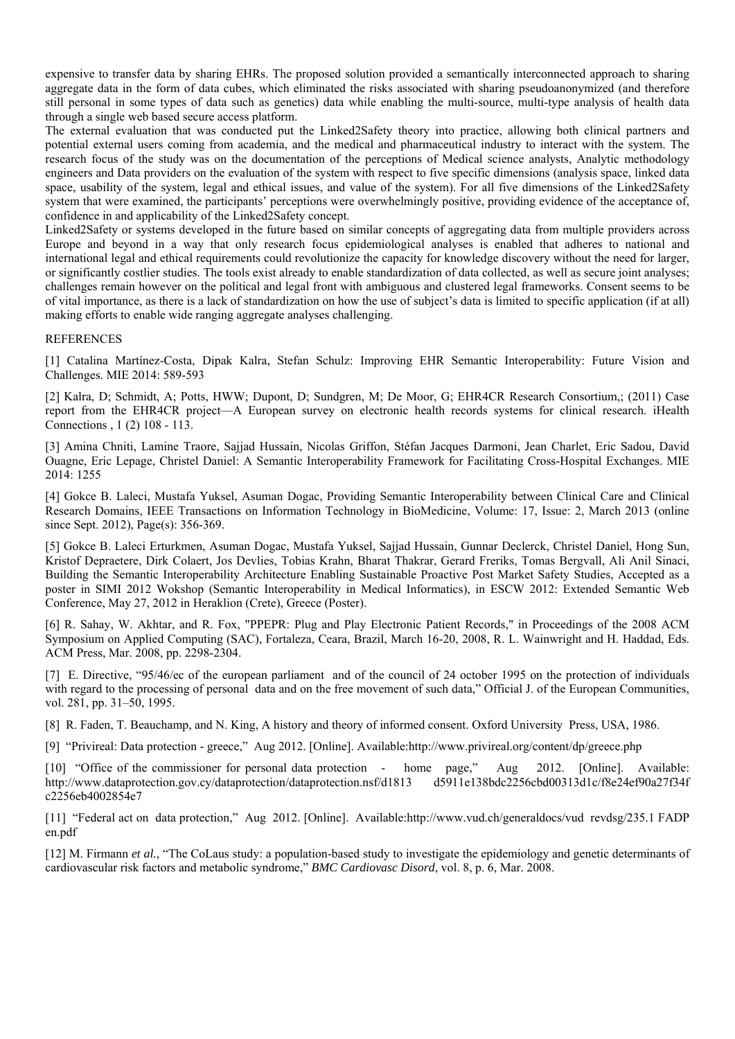expensive to transfer data by sharing EHRs. The proposed solution provided a semantically interconnected approach to sharing aggregate data in the form of data cubes, which eliminated the risks associated with sharing pseudoanonymized (and therefore still personal in some types of data such as genetics) data while enabling the multi-source, multi-type analysis of health data through a single web based secure access platform.

The external evaluation that was conducted put the Linked2Safety theory into practice, allowing both clinical partners and potential external users coming from academia, and the medical and pharmaceutical industry to interact with the system. The research focus of the study was on the documentation of the perceptions of Medical science analysts, Analytic methodology engineers and Data providers on the evaluation of the system with respect to five specific dimensions (analysis space, linked data space, usability of the system, legal and ethical issues, and value of the system). For all five dimensions of the Linked2Safety system that were examined, the participants' perceptions were overwhelmingly positive, providing evidence of the acceptance of, confidence in and applicability of the Linked2Safety concept.

Linked2Safety or systems developed in the future based on similar concepts of aggregating data from multiple providers across Europe and beyond in a way that only research focus epidemiological analyses is enabled that adheres to national and international legal and ethical requirements could revolutionize the capacity for knowledge discovery without the need for larger, or significantly costlier studies. The tools exist already to enable standardization of data collected, as well as secure joint analyses; challenges remain however on the political and legal front with ambiguous and clustered legal frameworks. Consent seems to be of vital importance, as there is a lack of standardization on how the use of subject's data is limited to specific application (if at all) making efforts to enable wide ranging aggregate analyses challenging.

REFERENCES

[1] Catalina Martínez-Costa, Dipak Kalra, Stefan Schulz: Improving EHR Semantic Interoperability: Future Vision and Challenges. MIE 2014: 589-593

[2] Kalra, D; Schmidt, A; Potts, HWW; Dupont, D; Sundgren, M; De Moor, G; EHR4CR Research Consortium,; (2011) Case report from the EHR4CR project—A European survey on electronic health records systems for clinical research. iHealth Connections , 1 (2) 108 - 113.

[3] Amina Chniti, Lamine Traore, Sajjad Hussain, Nicolas Griffon, Stéfan Jacques Darmoni, Jean Charlet, Eric Sadou, David Ouagne, Eric Lepage, Christel Daniel: A Semantic Interoperability Framework for Facilitating Cross-Hospital Exchanges. MIE 2014: 1255

[4] Gokce B. Laleci, Mustafa Yuksel, Asuman Dogac, Providing Semantic Interoperability between Clinical Care and Clinical Research Domains, IEEE Transactions on Information Technology in BioMedicine, Volume: 17, Issue: 2, March 2013 (online since Sept. 2012), Page(s): 356-369.

[5] Gokce B. Laleci Erturkmen, Asuman Dogac, Mustafa Yuksel, Sajjad Hussain, Gunnar Declerck, Christel Daniel, Hong Sun, Kristof Depraetere, Dirk Colaert, Jos Devlies, Tobias Krahn, Bharat Thakrar, Gerard Freriks, Tomas Bergvall, Ali Anil Sinaci, Building the Semantic Interoperability Architecture Enabling Sustainable Proactive Post Market Safety Studies, Accepted as a poster in SIMI 2012 Wokshop (Semantic Interoperability in Medical Informatics), in ESCW 2012: Extended Semantic Web Conference, May 27, 2012 in Heraklion (Crete), Greece (Poster).

[6] R. Sahay, W. Akhtar, and R. Fox, "PPEPR: Plug and Play Electronic Patient Records," in Proceedings of the 2008 ACM Symposium on Applied Computing (SAC), Fortaleza, Ceara, Brazil, March 16-20, 2008, R. L. Wainwright and H. Haddad, Eds. ACM Press, Mar. 2008, pp. 2298-2304.

[7] E. Directive, "95/46/ec of the european parliament and of the council of 24 october 1995 on the protection of individuals with regard to the processing of personal data and on the free movement of such data," Official J. of the European Communities, vol. 281, pp. 31–50, 1995.

[8] R. Faden, T. Beauchamp, and N. King, A history and theory of informed consent. Oxford University Press, USA, 1986.

[9] "Privireal: Data protection - greece," Aug 2012. [Online]. Available:http://www.privireal.org/content/dp/greece.php

[10] "Office of the commissioner for personal data protection - home page," Aug 2012. [Online]. Available: http://www.dataprotection.gov.cy/dataprotection/dataprotection.nsf/d1813 d5911e138bdc2256cbd00313d1c/f8e24ef90a27f34f c2256eb4002854e7

[11] "Federal act on data protection," Aug 2012. [Online]. Available:http://www.vud.ch/generaldocs/vud revdsg/235.1 FADP en.pdf

[12] M. Firmann *et al.*, "The CoLaus study: a population-based study to investigate the epidemiology and genetic determinants of cardiovascular risk factors and metabolic syndrome," *BMC Cardiovasc Disord*, vol. 8, p. 6, Mar. 2008.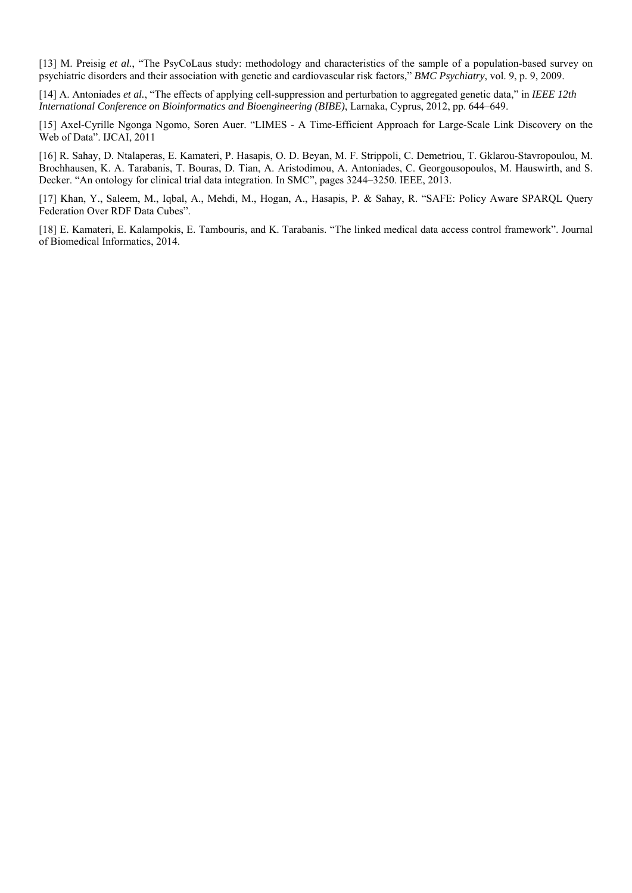[13] M. Preisig *et al.*, "The PsyCoLaus study: methodology and characteristics of the sample of a population-based survey on psychiatric disorders and their association with genetic and cardiovascular risk factors," *BMC Psychiatry*, vol. 9, p. 9, 2009.

[14] A. Antoniades *et al.*, "The effects of applying cell-suppression and perturbation to aggregated genetic data," in *IEEE 12th International Conference on Bioinformatics and Bioengineering (BIBE)*, Larnaka, Cyprus, 2012, pp. 644–649.

[15] Axel-Cyrille Ngonga Ngomo, Soren Auer. "LIMES - A Time-Efficient Approach for Large-Scale Link Discovery on the Web of Data". IJCAI, 2011

[16] R. Sahay, D. Ntalaperas, E. Kamateri, P. Hasapis, O. D. Beyan, M. F. Strippoli, C. Demetriou, T. Gklarou-Stavropoulou, M. Brochhausen, K. A. Tarabanis, T. Bouras, D. Tian, A. Aristodimou, A. Antoniades, C. Georgousopoulos, M. Hauswirth, and S. Decker. "An ontology for clinical trial data integration. In SMC", pages 3244–3250. IEEE, 2013.

[17] Khan, Y., Saleem, M., Iqbal, A., Mehdi, M., Hogan, A., Hasapis, P. & Sahay, R. "SAFE: Policy Aware SPARQL Query Federation Over RDF Data Cubes".

[18] E. Kamateri, E. Kalampokis, E. Tambouris, and K. Tarabanis. "The linked medical data access control framework". Journal of Biomedical Informatics, 2014.